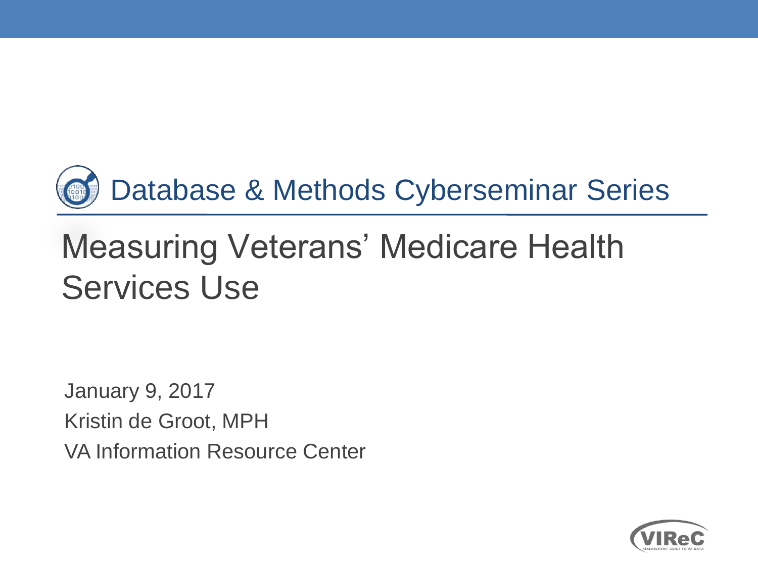Database & Methods Cyberseminar Series

# Measuring Veterans' Medicare Health Services Use

January 9, 2017

Kristin de Groot, MPH

VA Information Resource Center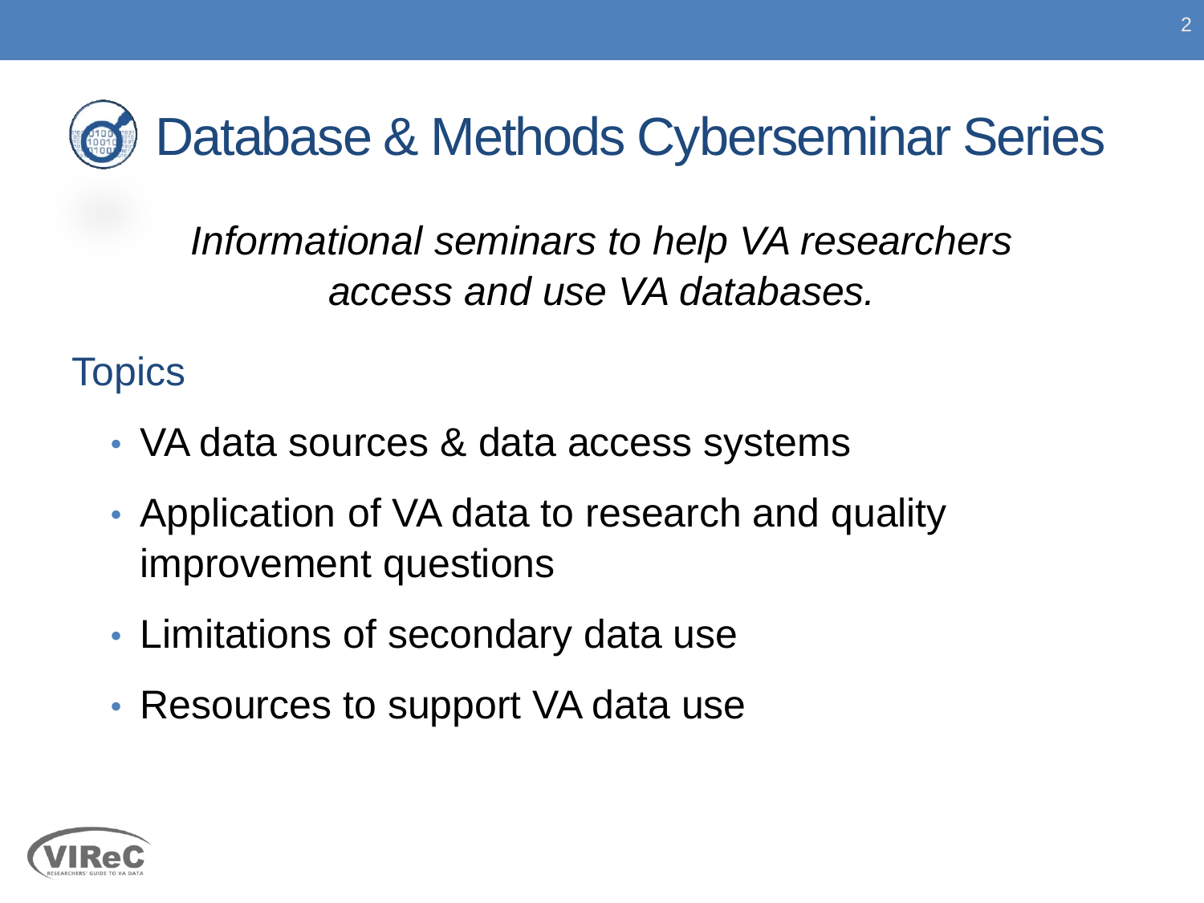# Database & Methods Cyberseminar Series

*Informational seminars to help VA researchers access and use VA databases.*

## Topics

- VA data sources & data access systems
- Application of VA data to research and quality improvement questions
- Limitations of secondary data use
- Resources to support VA data use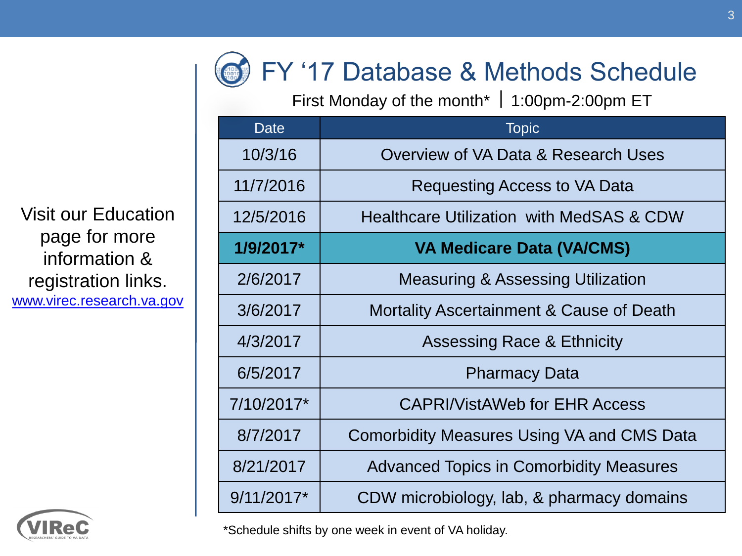Visit our Education page for more information & registration links.
[www.virec.research.va.gov](http://www.virec.research.va.gov)

# FY '17 Database & Methods Schedule

First Monday of the month* | 1:00pm-2:00pm ET

| Date | Topic |
|---|---|
| 10/3/16 | Overview of VA Data & Research Uses |
| 11/7/2016 | Requesting Access to VA Data |
| 12/5/2016 | Healthcare Utilization with MedSAS & CDW |
| **1/9/2017*** | **VA Medicare Data (VA/CMS)** |
| 2/6/2017 | Measuring & Assessing Utilization |
| 3/6/2017 | Mortality Ascertainment & Cause of Death |
| 4/3/2017 | Assessing Race & Ethnicity |
| 6/5/2017 | Pharmacy Data |
| 7/10/2017* | CAPRI/VistAWeb for EHR Access |
| 8/7/2017 | Comorbidity Measures Using VA and CMS Data |
| 8/21/2017 | Advanced Topics in Comorbidity Measures |
| 9/11/2017* | CDW microbiology, lab, & pharmacy domains |

*Schedule shifts by one week in event of VA holiday.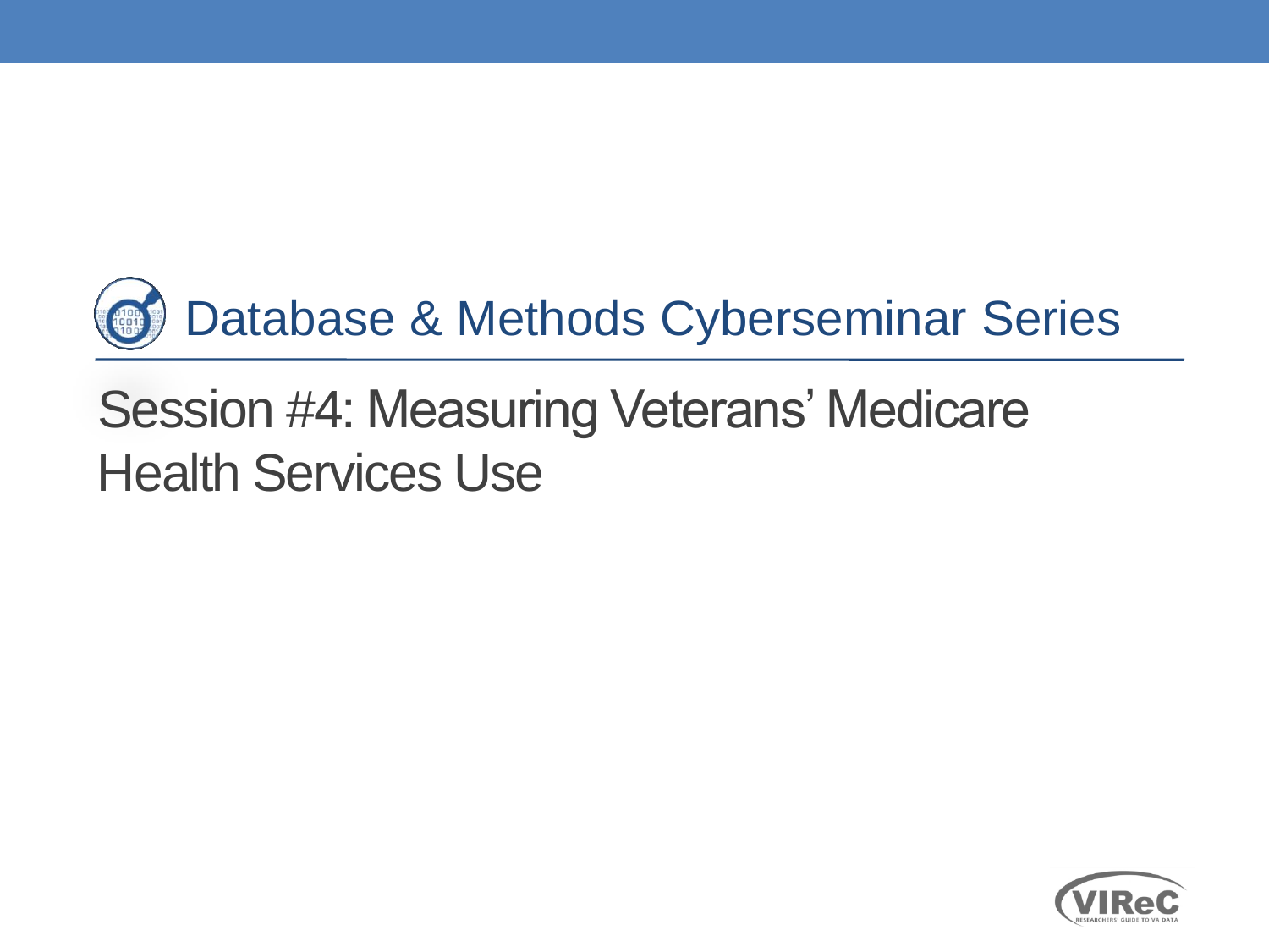# Database & Methods Cyberseminar Series

## Session #4: Measuring Veterans' Medicare Health Services Use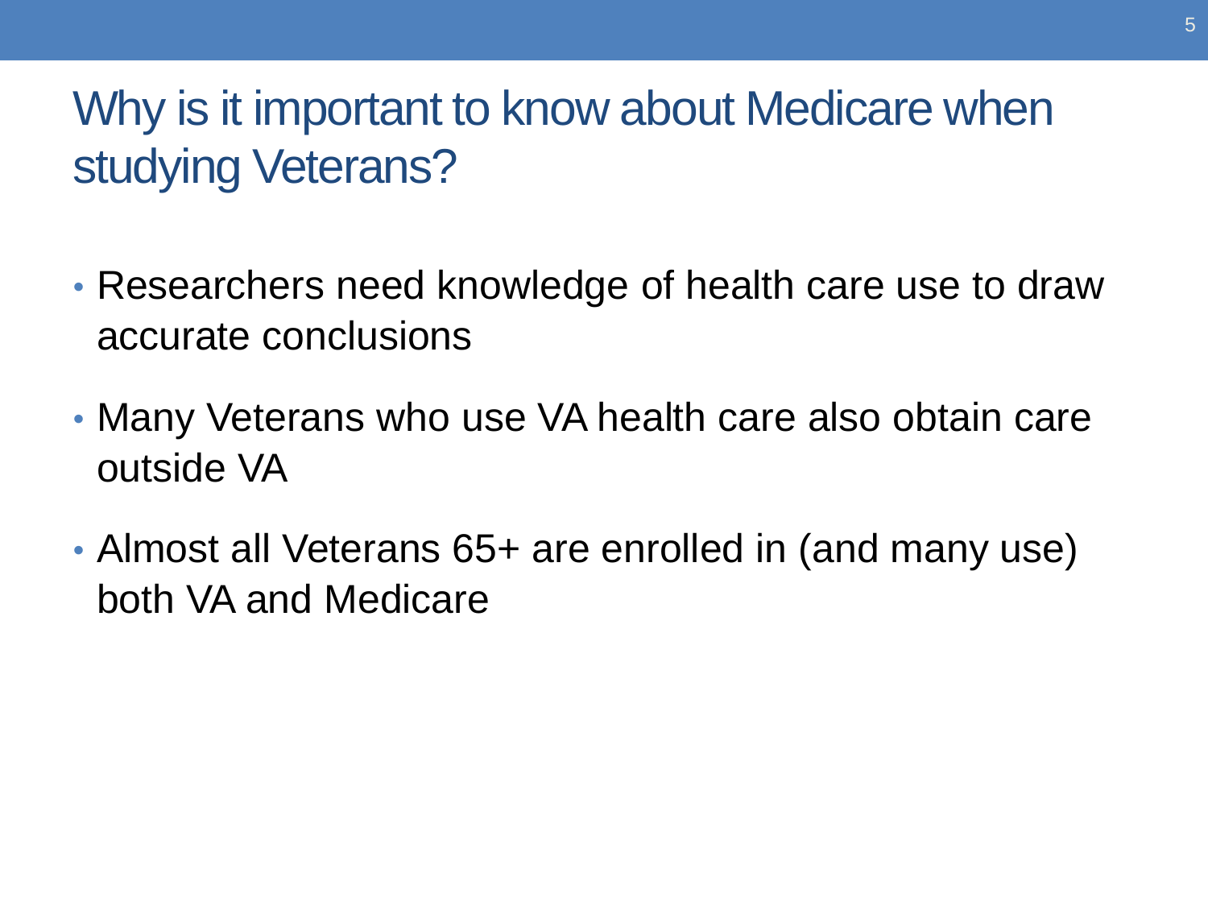# Why is it important to know about Medicare when studying Veterans?

- Researchers need knowledge of health care use to draw accurate conclusions
- Many Veterans who use VA health care also obtain care outside VA
- Almost all Veterans 65+ are enrolled in (and many use) both VA and Medicare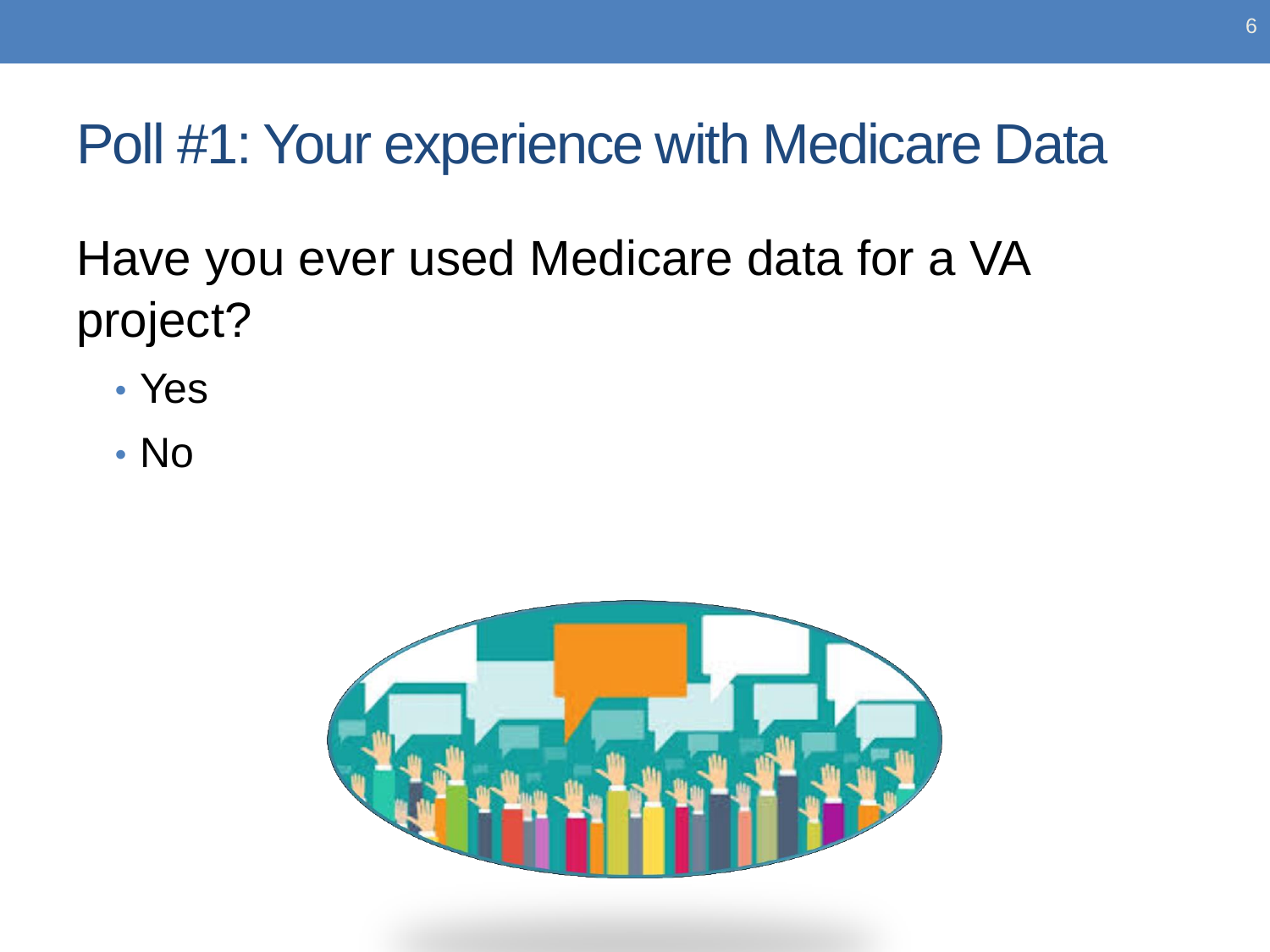# Poll #1: Your experience with Medicare Data

Have you ever used Medicare data for a VA project?

- Yes
- No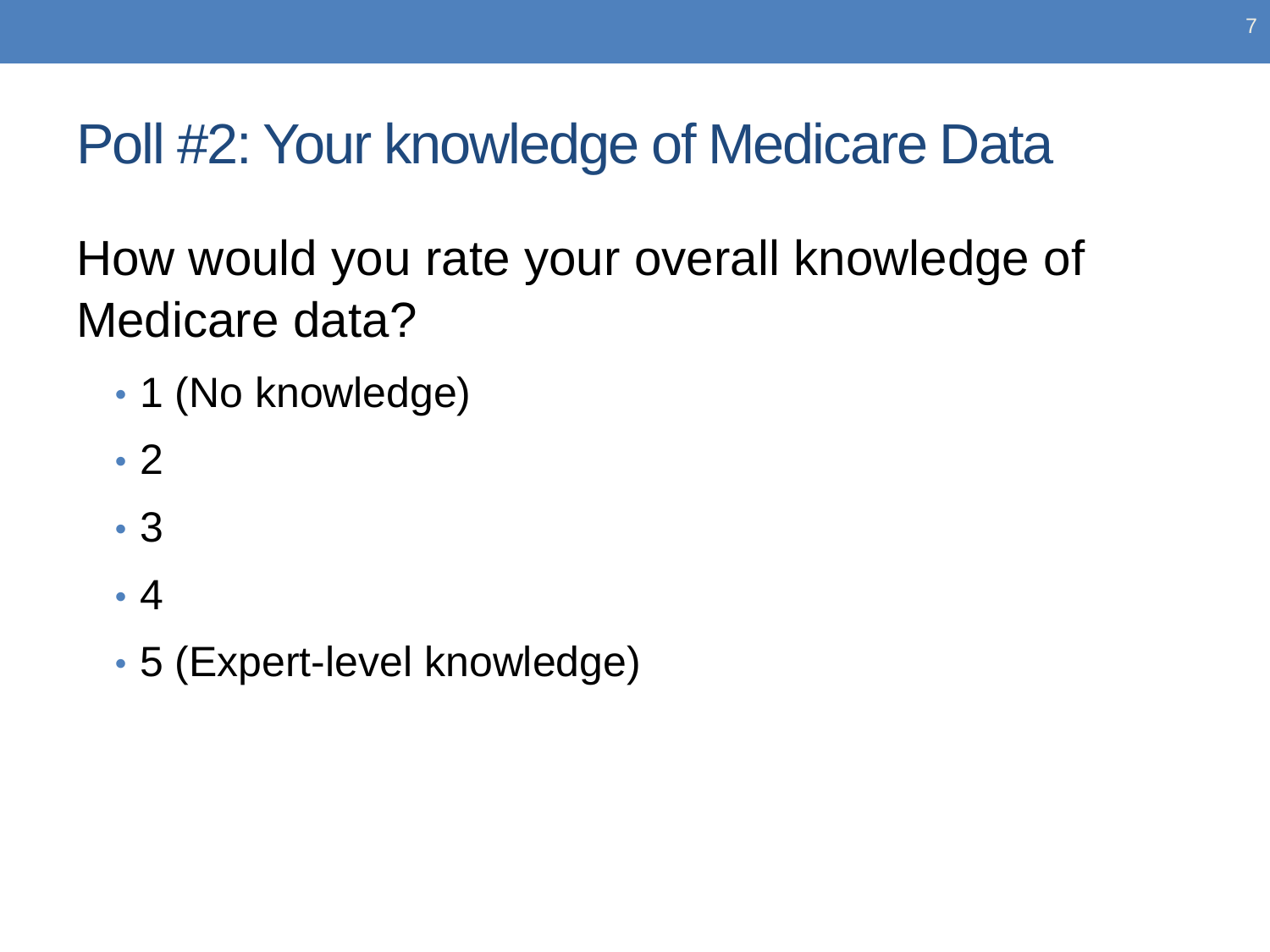# Poll #2: Your knowledge of Medicare Data

How would you rate your overall knowledge of Medicare data?

- 1 (No knowledge)
- 2
- 3
- 4
- 5 (Expert-level knowledge)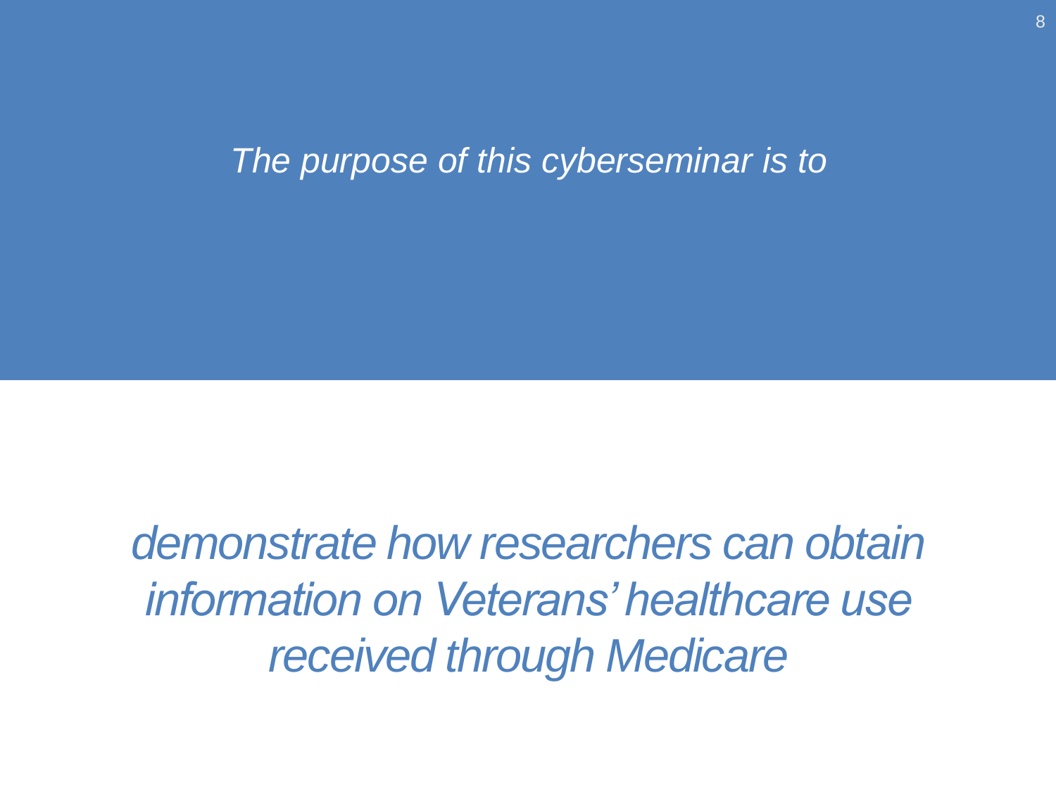*The purpose of this cyberseminar is to*

*demonstrate how researchers can obtain information on Veterans' healthcare use received through Medicare*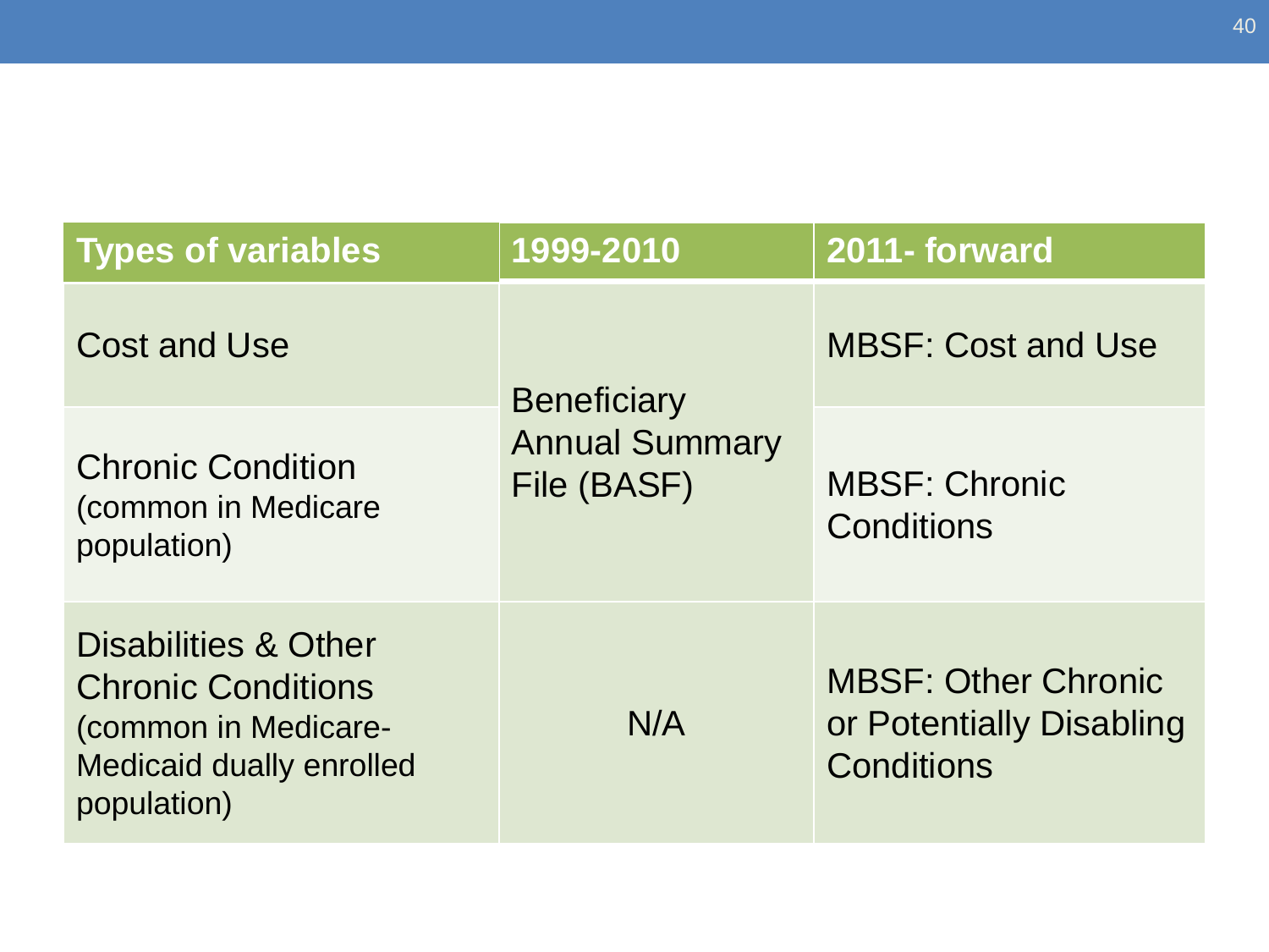| Types of variables | 1999-2010 | 2011- forward |
|---|---|---|
| Cost and Use | Beneficiary Annual Summary File (BASF) | MBSF: Cost and Use |
| Chronic Condition (common in Medicare population) | | MBSF: Chronic Conditions |
| Disabilities & Other Chronic Conditions (common in Medicare-Medicaid dually enrolled population) | N/A | MBSF: Other Chronic or Potentially Disabling Conditions |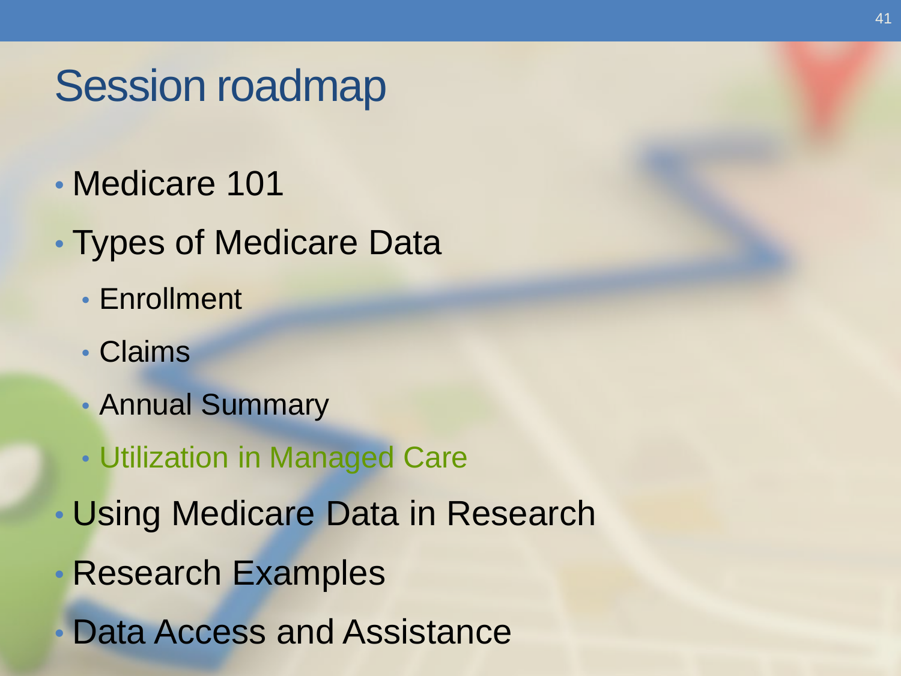# Session roadmap

- Medicare 101
- Types of Medicare Data
  - Enrollment
  - Claims
  - Annual Summary
  - Utilization in Managed Care
- Using Medicare Data in Research
- Research Examples
- Data Access and Assistance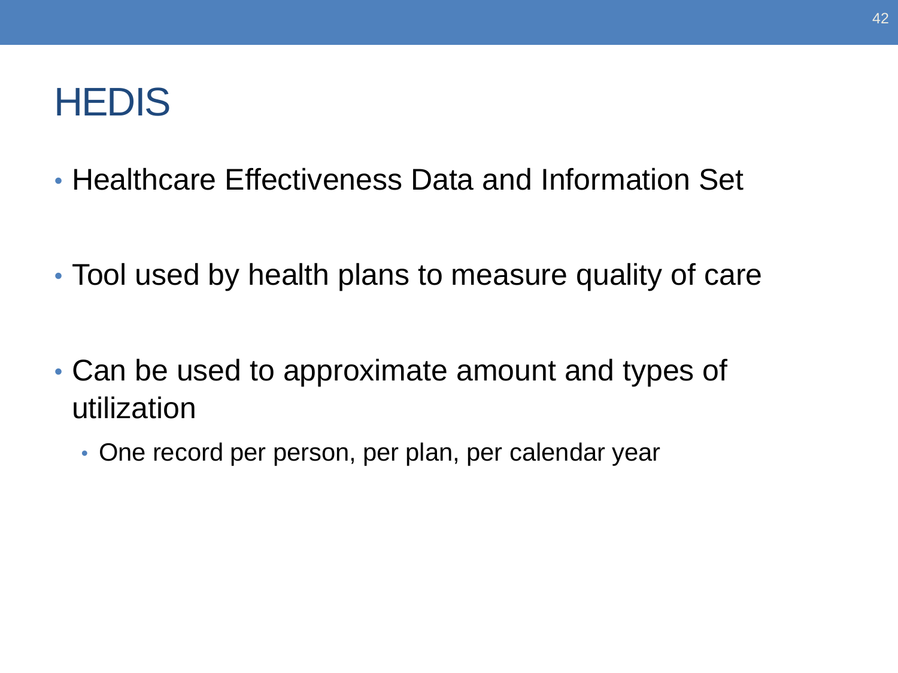# HEDIS

- Healthcare Effectiveness Data and Information Set
- Tool used by health plans to measure quality of care
- Can be used to approximate amount and types of utilization
  - One record per person, per plan, per calendar year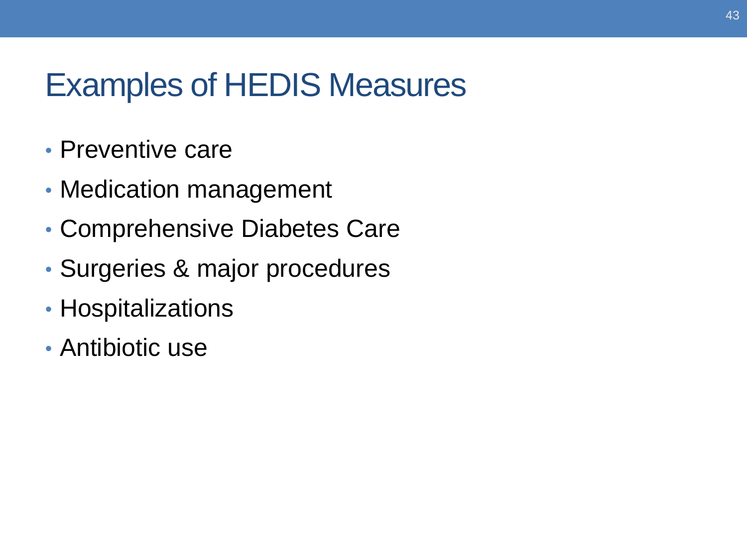# Examples of HEDIS Measures

- Preventive care
- Medication management
- Comprehensive Diabetes Care
- Surgeries & major procedures
- Hospitalizations
- Antibiotic use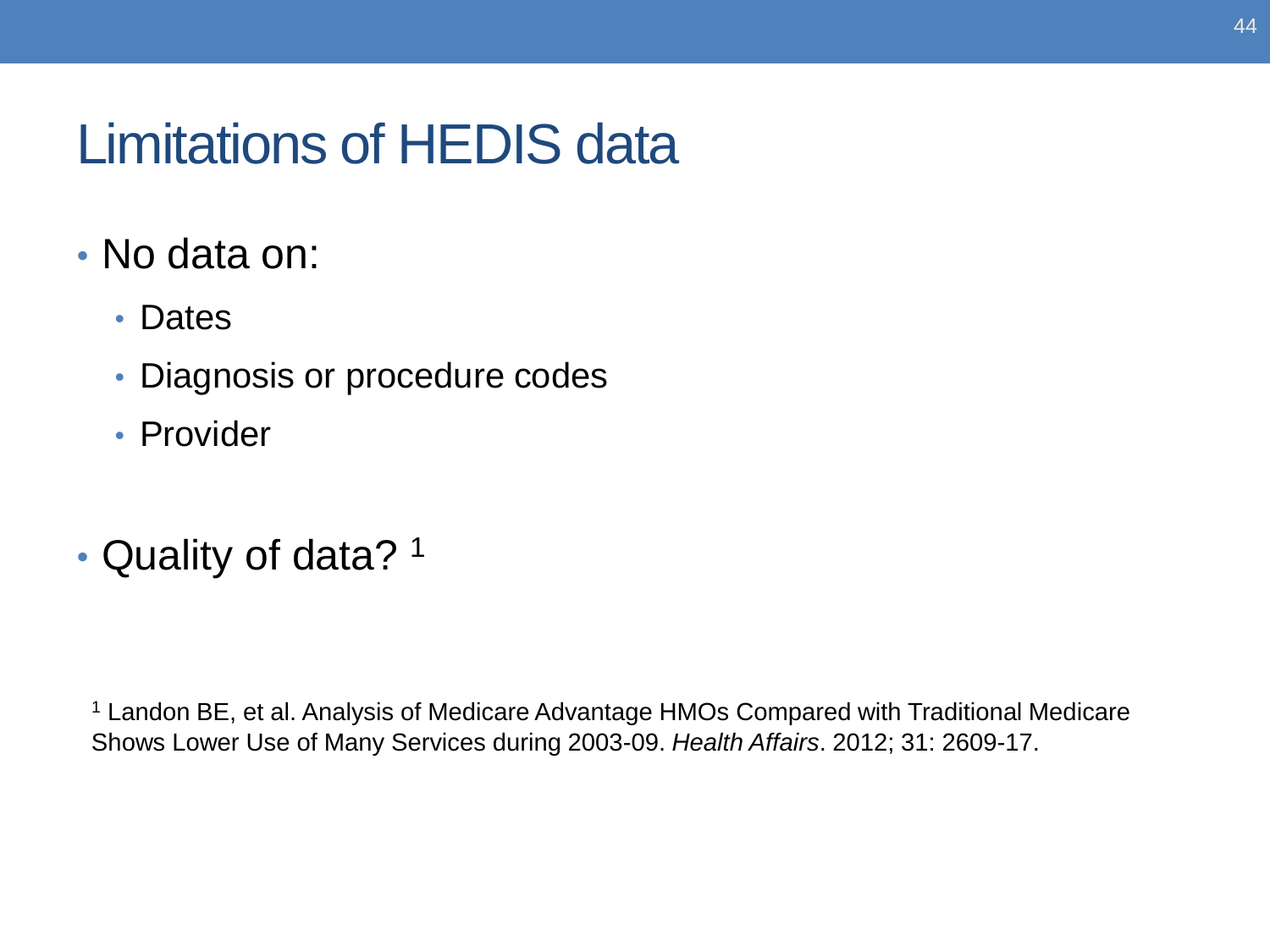# Limitations of HEDIS data

- No data on:
  - Dates
  - Diagnosis or procedure codes
  - Provider

- Quality of data? [1]

[1] Landon BE, et al. Analysis of Medicare Advantage HMOs Compared with Traditional Medicare Shows Lower Use of Many Services during 2003-09. *Health Affairs*. 2012; 31: 2609-17.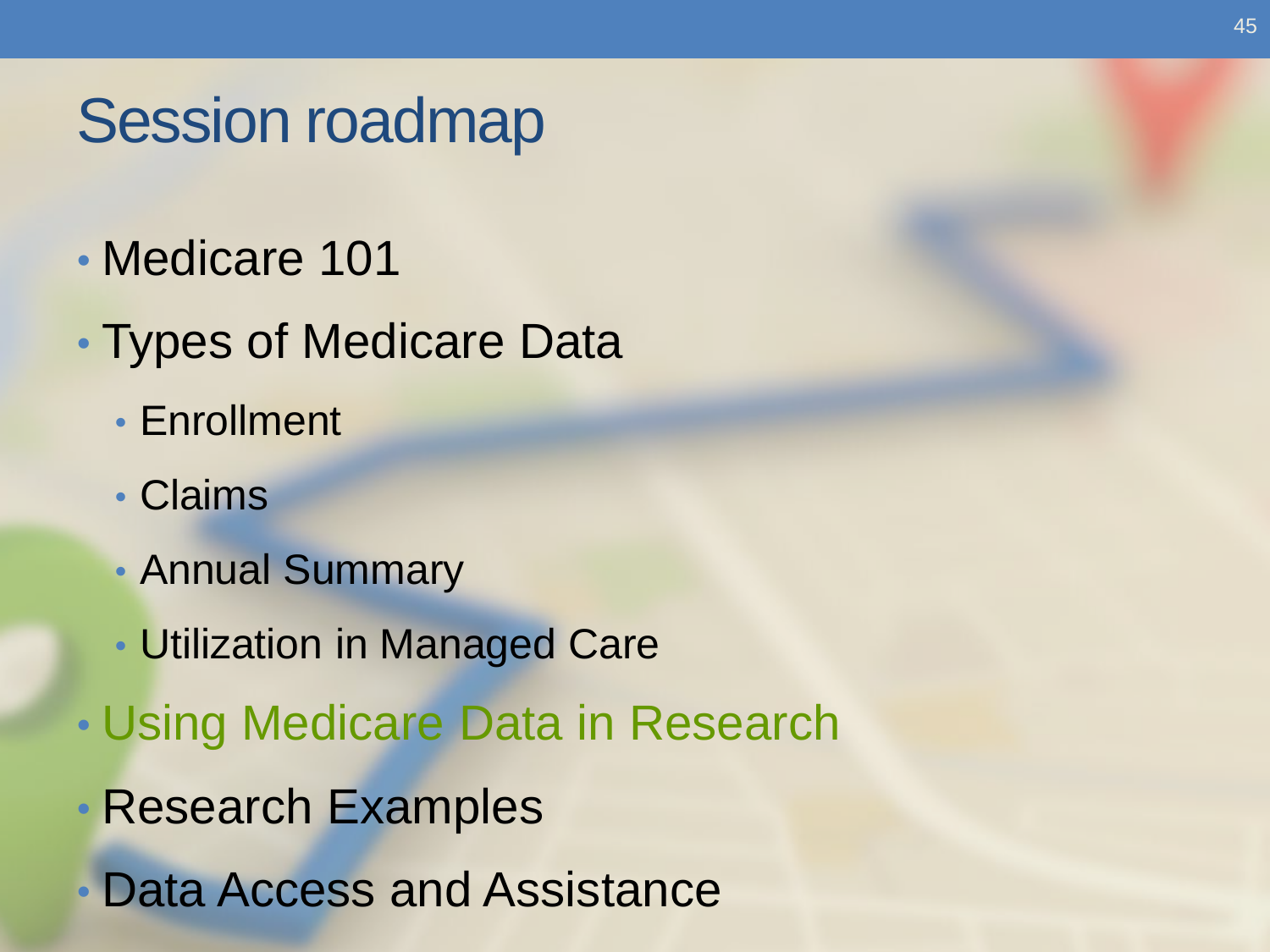# Session roadmap

- Medicare 101
- Types of Medicare Data
  - Enrollment
  - Claims
  - Annual Summary
  - Utilization in Managed Care
- Using Medicare Data in Research
- Research Examples
- Data Access and Assistance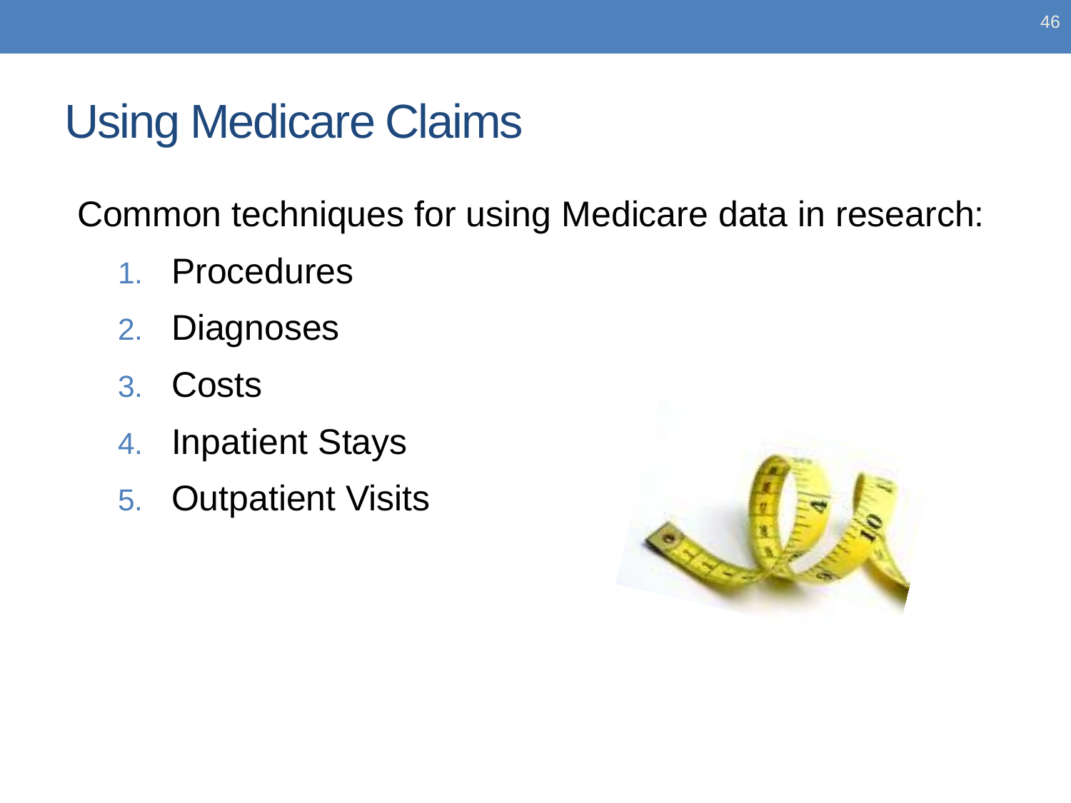# Using Medicare Claims

Common techniques for using Medicare data in research:

1. Procedures
2. Diagnoses
3. Costs
4. Inpatient Stays
5. Outpatient Visits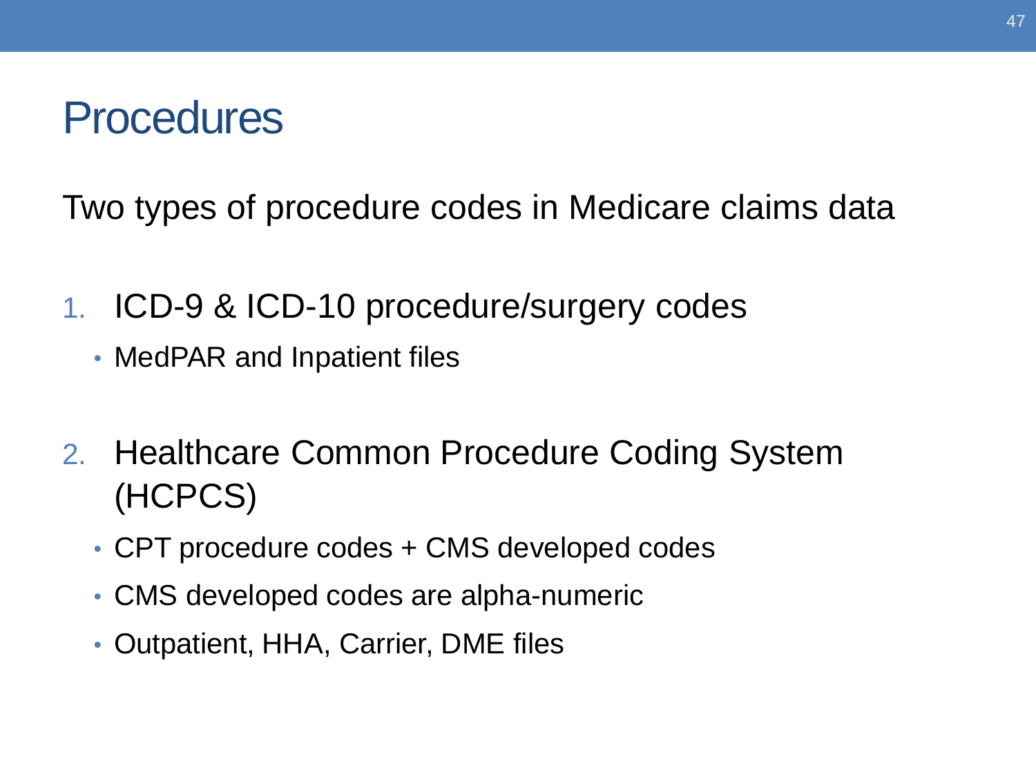# Procedures

Two types of procedure codes in Medicare claims data

1. ICD-9 & ICD-10 procedure/surgery codes
   - MedPAR and Inpatient files

2. Healthcare Common Procedure Coding System (HCPCS)
   - CPT procedure codes + CMS developed codes
   - CMS developed codes are alpha-numeric
   - Outpatient, HHA, Carrier, DME files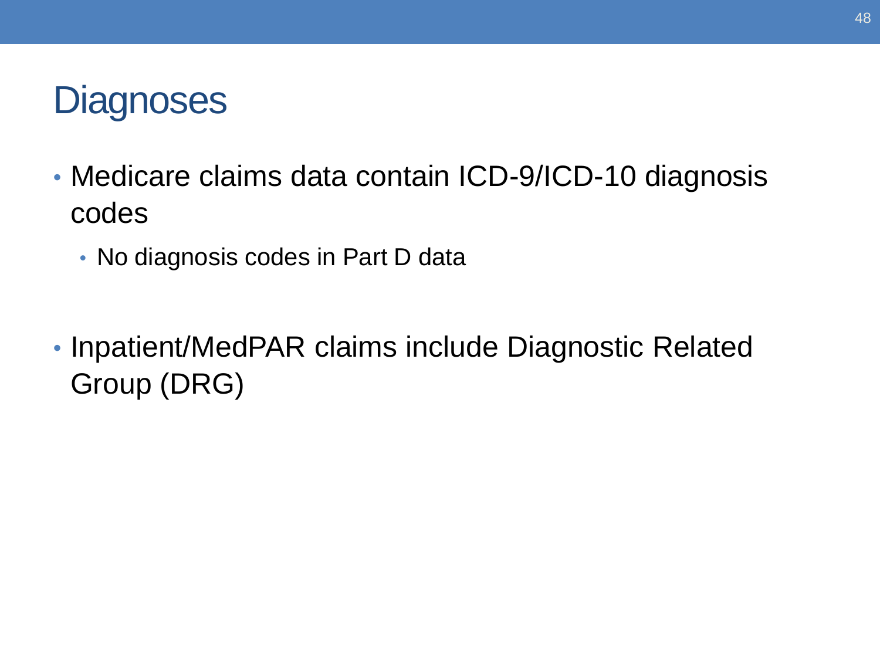# Diagnoses

- Medicare claims data contain ICD-9/ICD-10 diagnosis codes
  - No diagnosis codes in Part D data

- Inpatient/MedPAR claims include Diagnostic Related Group (DRG)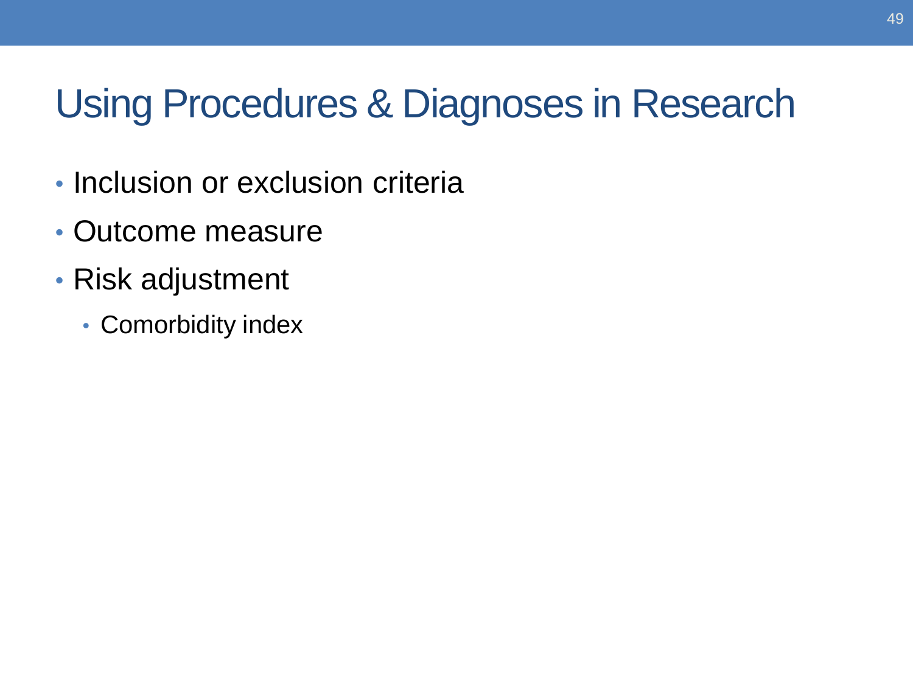# Using Procedures & Diagnoses in Research

- Inclusion or exclusion criteria
- Outcome measure
- Risk adjustment
  - Comorbidity index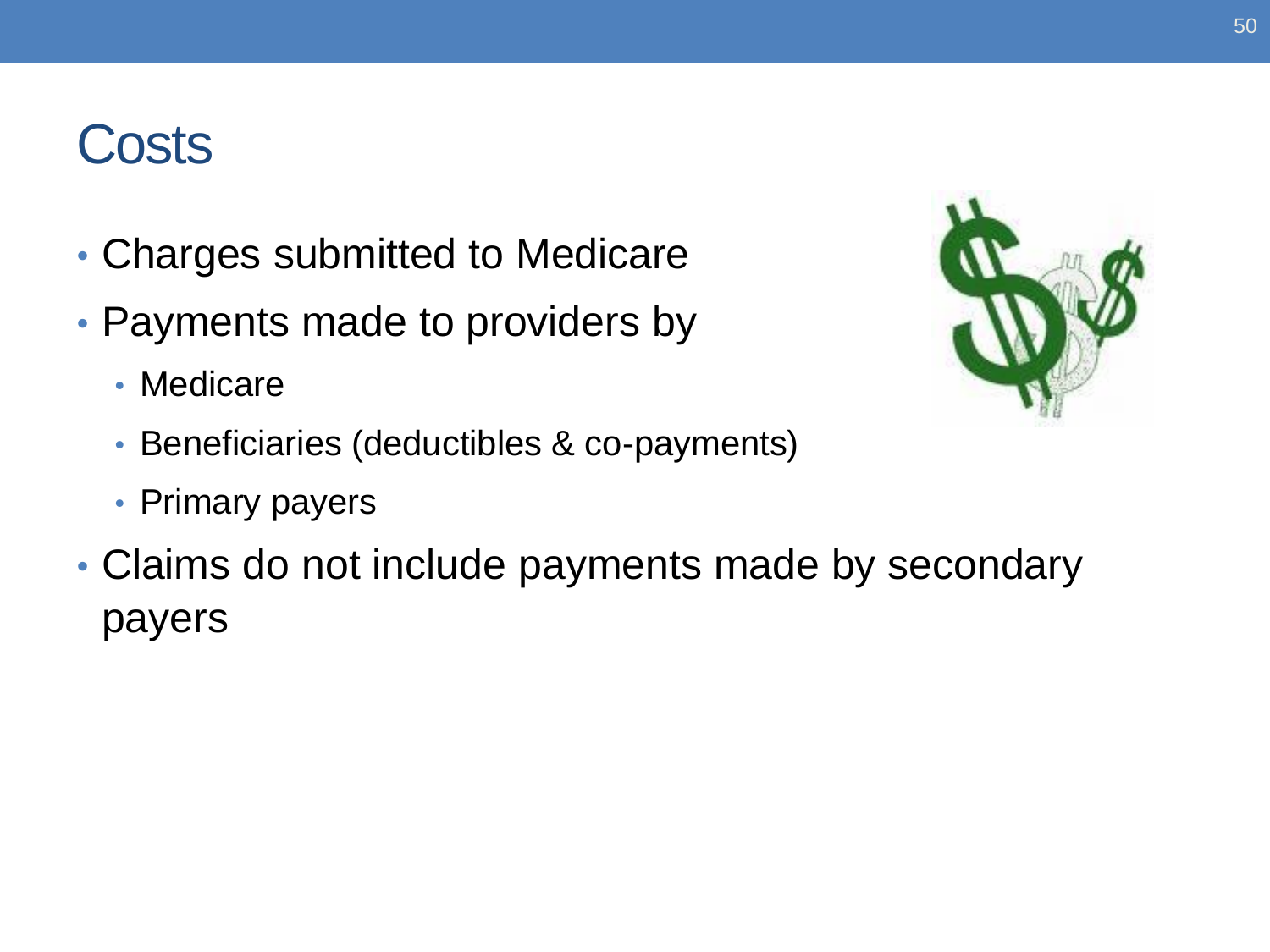# Costs

- Charges submitted to Medicare
- Payments made to providers by
  - Medicare
  - Beneficiaries (deductibles & co-payments)
  - Primary payers
- Claims do not include payments made by secondary payers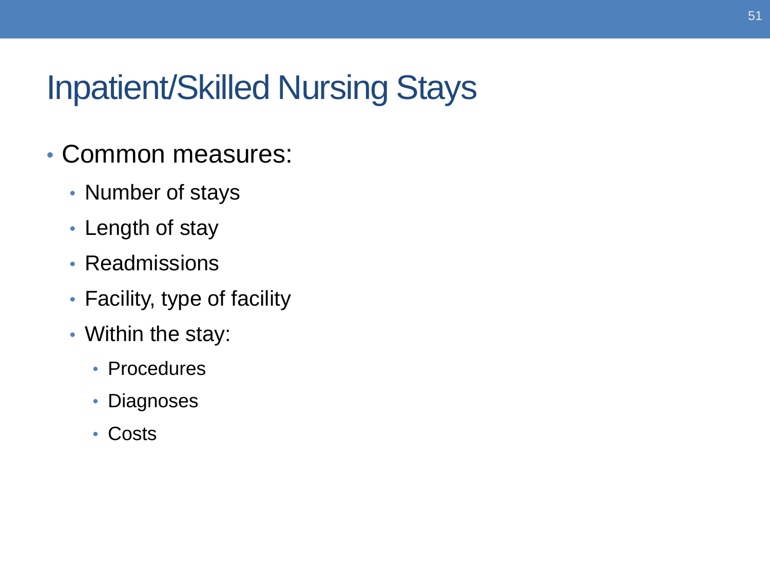# Inpatient/Skilled Nursing Stays

- Common measures:
  - Number of stays
  - Length of stay
  - Readmissions
  - Facility, type of facility
  - Within the stay:
    - Procedures
    - Diagnoses
    - Costs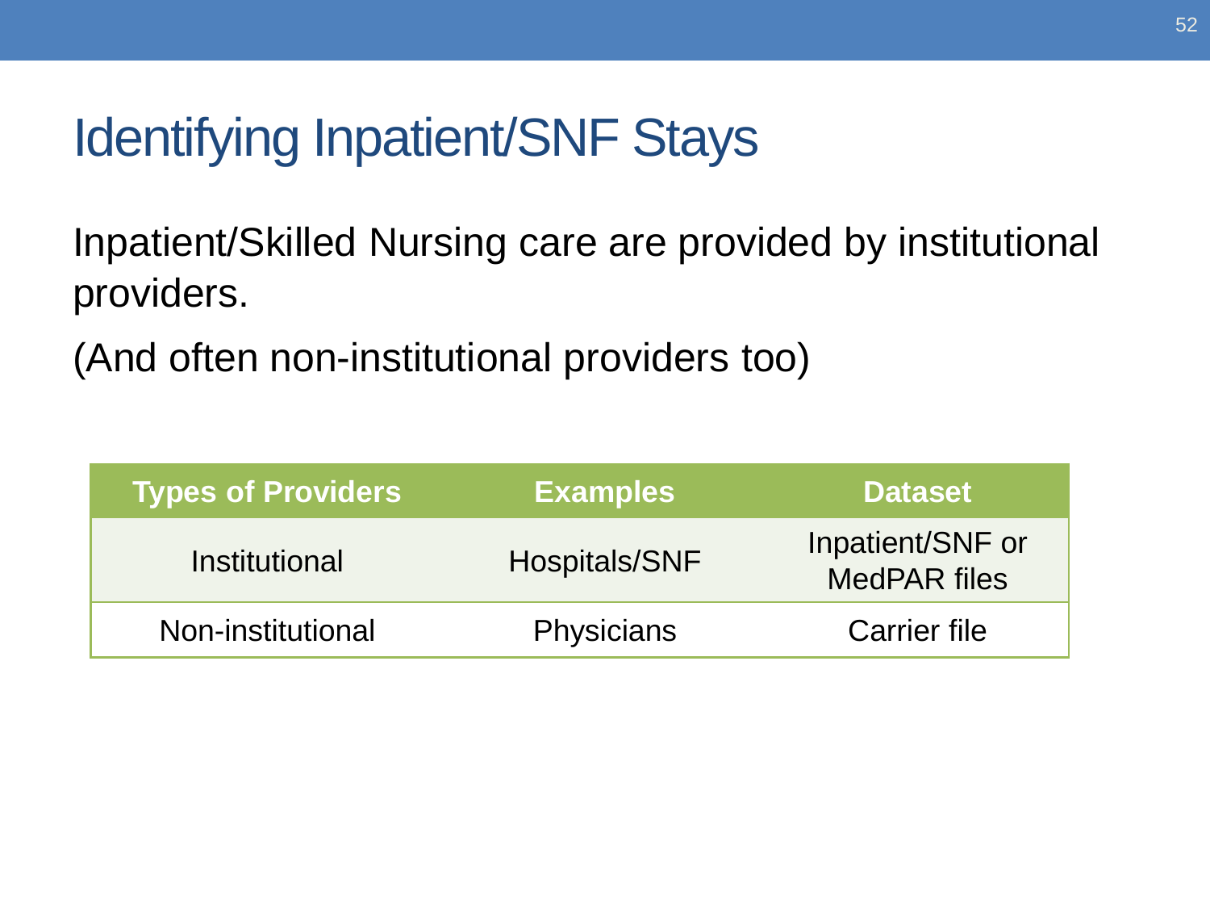# Identifying Inpatient/SNF Stays

Inpatient/Skilled Nursing care are provided by institutional providers.

(And often non-institutional providers too)

| Types of Providers | Examples | Dataset |
|---|---|---|
| Institutional | Hospitals/SNF | Inpatient/SNF or MedPAR files |
| Non-institutional | Physicians | Carrier file |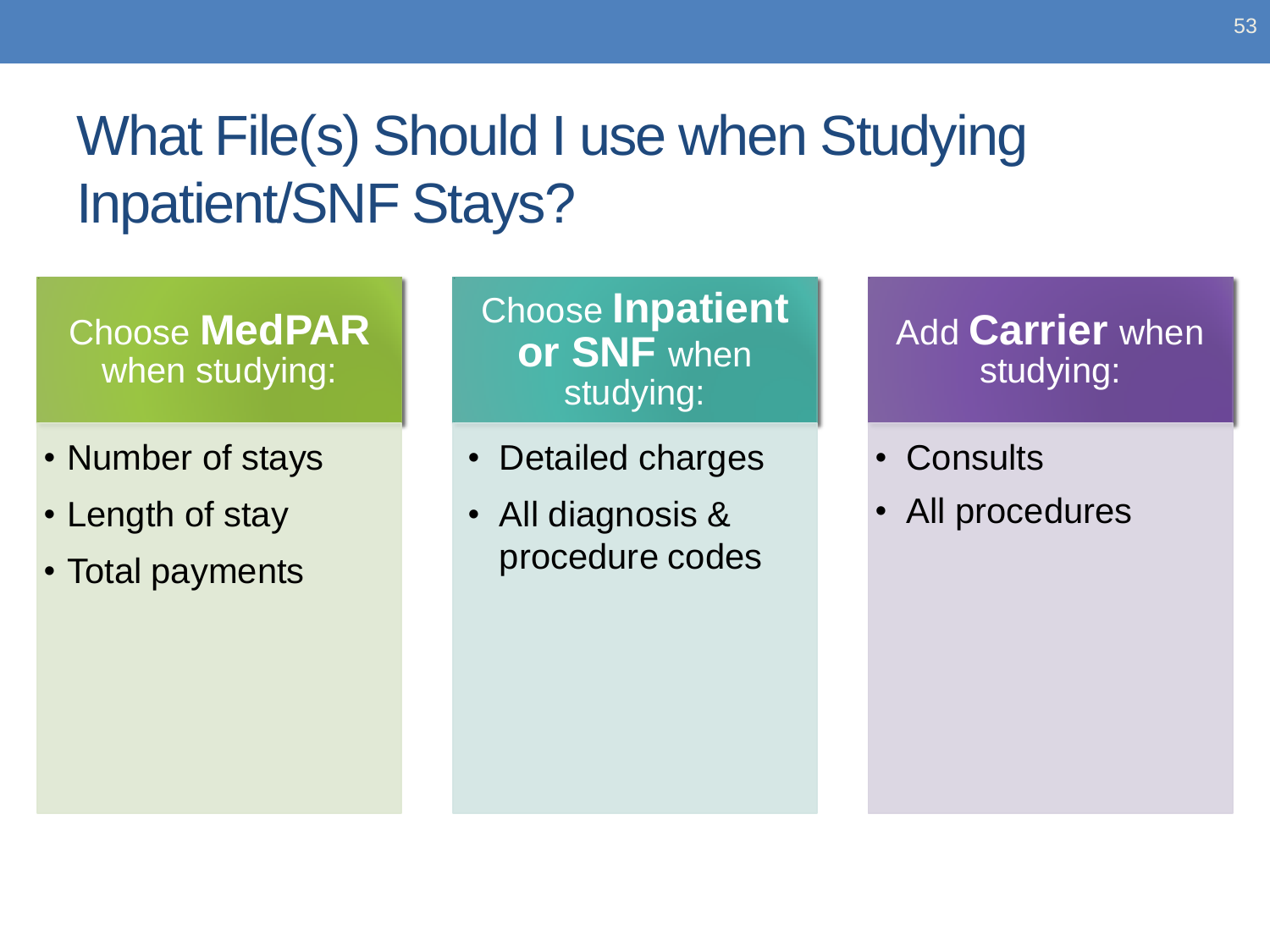# What File(s) Should I use when Studying Inpatient/SNF Stays?

### Choose **MedPAR** when studying:

- Number of stays
- Length of stay
- Total payments

### Choose **Inpatient or SNF** when studying:

- Detailed charges
- All diagnosis & procedure codes

### Add **Carrier** when studying:

- Consults
- All procedures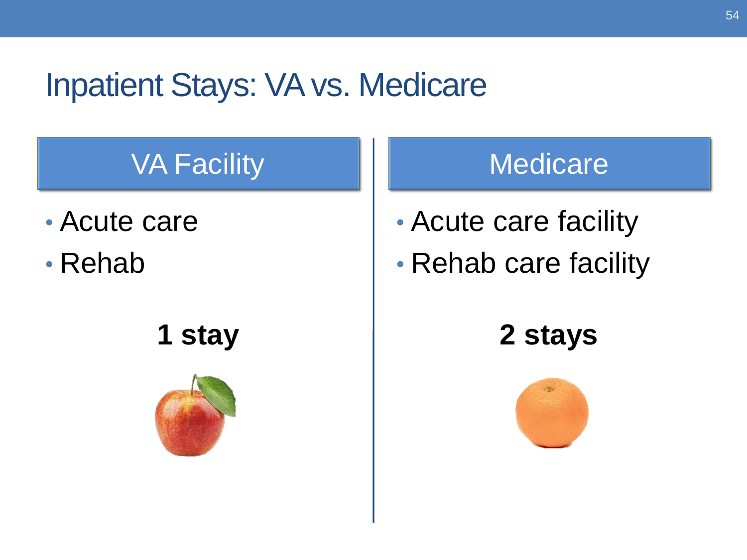# Inpatient Stays: VA vs. Medicare

## VA Facility

- Acute care
- Rehab

**1 stay**

## Medicare

- Acute care facility
- Rehab care facility

**2 stays**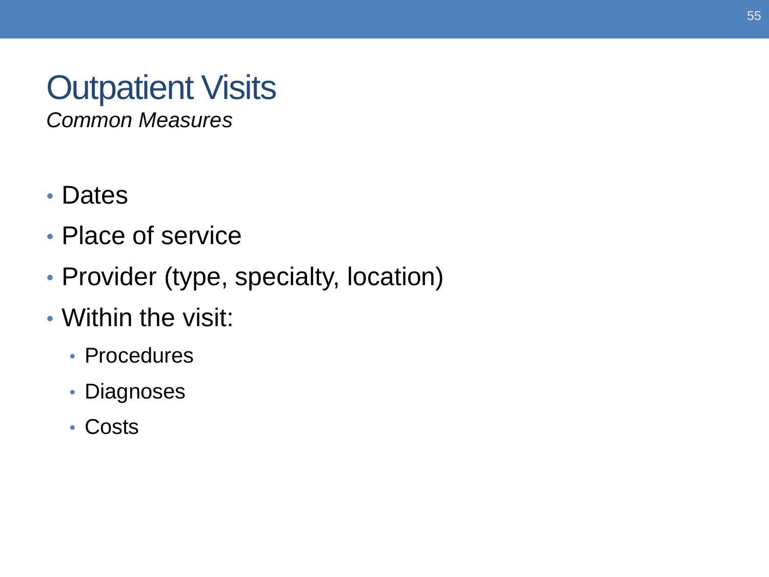# Outpatient Visits

*Common Measures*

- Dates
- Place of service
- Provider (type, specialty, location)
- Within the visit:
  - Procedures
  - Diagnoses
  - Costs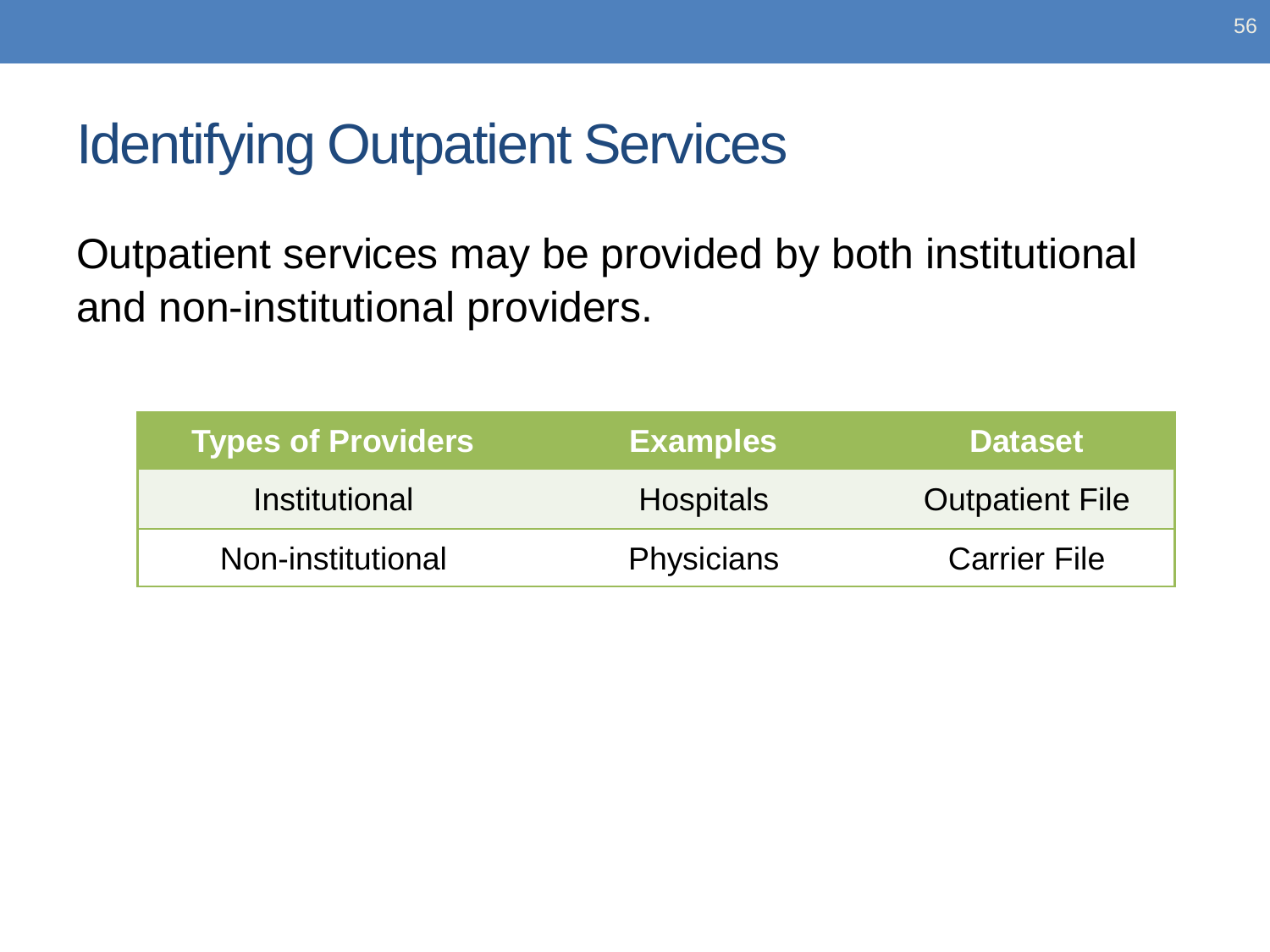# Identifying Outpatient Services

Outpatient services may be provided by both institutional and non-institutional providers.

| Types of Providers | Examples | Dataset |
|---|---|---|
| Institutional | Hospitals | Outpatient File |
| Non-institutional | Physicians | Carrier File |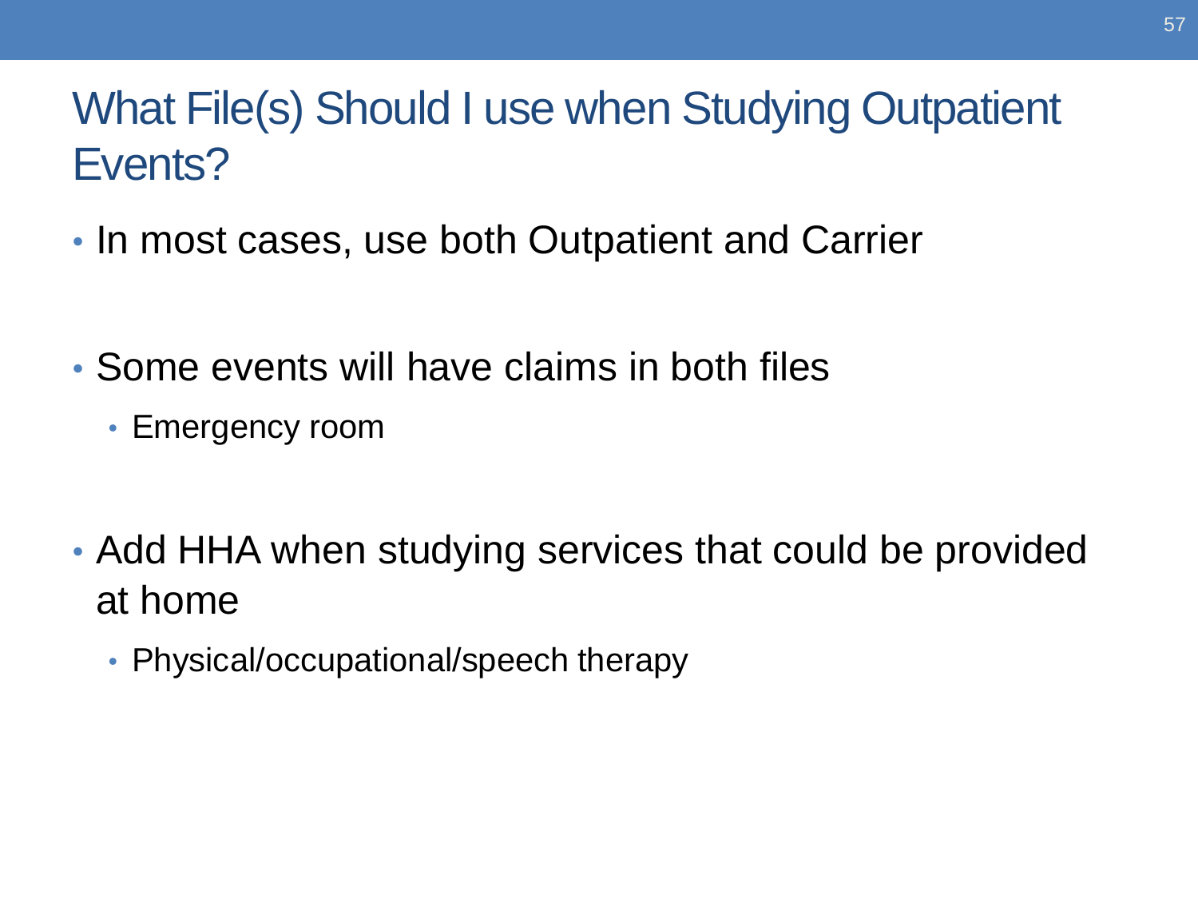# What File(s) Should I use when Studying Outpatient Events?

- In most cases, use both Outpatient and Carrier
- Some events will have claims in both files
  - Emergency room
- Add HHA when studying services that could be provided at home
  - Physical/occupational/speech therapy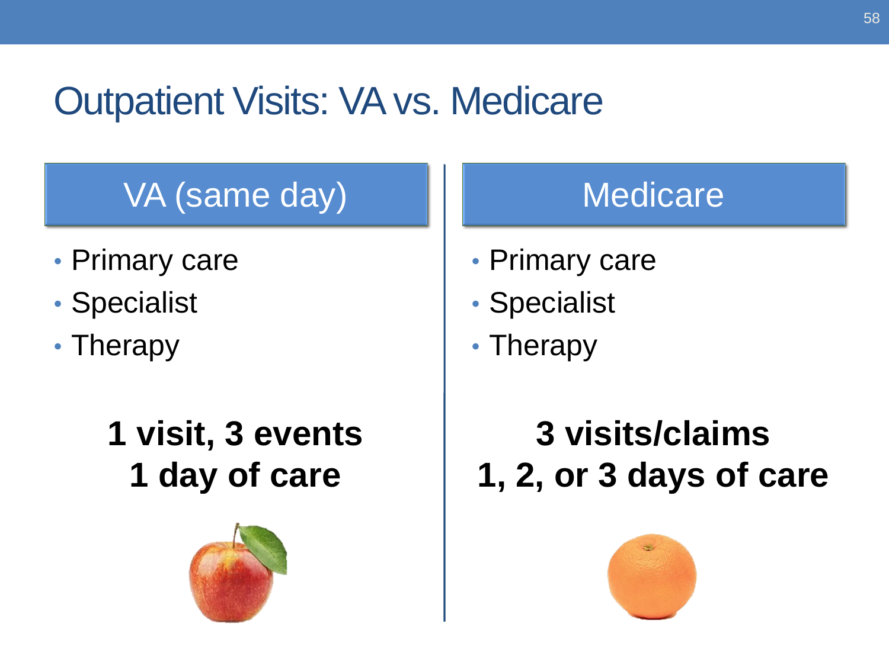# Outpatient Visits: VA vs. Medicare

## VA (same day)

- Primary care
- Specialist
- Therapy

**1 visit, 3 events**
**1 day of care**

## Medicare

- Primary care
- Specialist
- Therapy

**3 visits/claims**
**1, 2, or 3 days of care**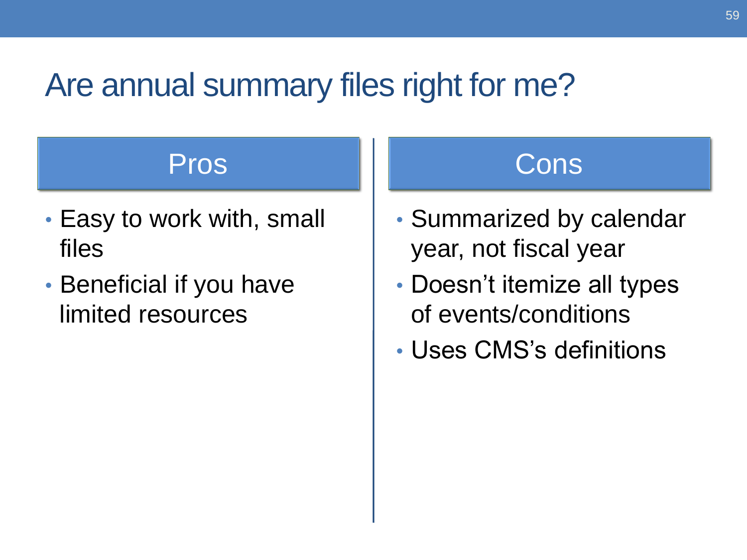# Are annual summary files right for me?

## Pros

- Easy to work with, small files
- Beneficial if you have limited resources

## Cons

- Summarized by calendar year, not fiscal year
- Doesn't itemize all types of events/conditions
- Uses CMS's definitions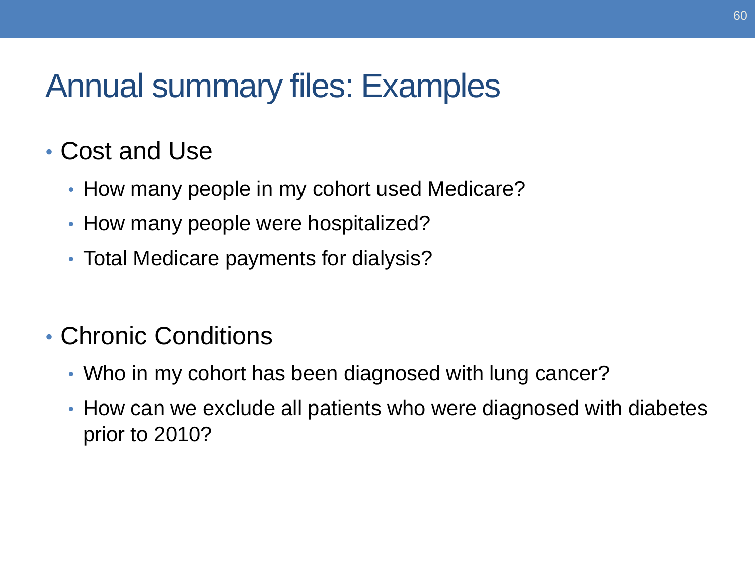# Annual summary files: Examples

- Cost and Use
  - How many people in my cohort used Medicare?
  - How many people were hospitalized?
  - Total Medicare payments for dialysis?

- Chronic Conditions
  - Who in my cohort has been diagnosed with lung cancer?
  - How can we exclude all patients who were diagnosed with diabetes prior to 2010?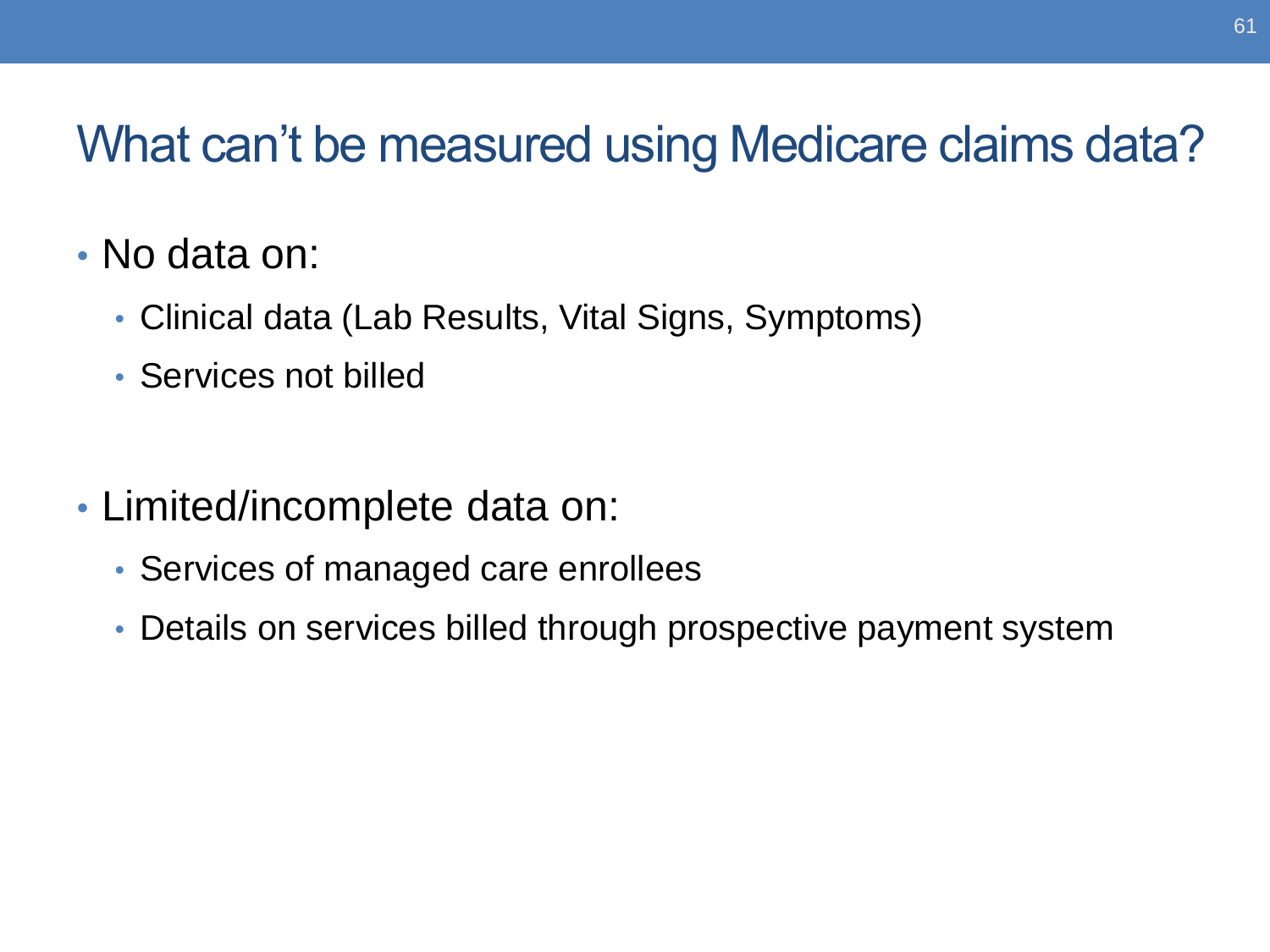# What can't be measured using Medicare claims data?

- No data on:
  - Clinical data (Lab Results, Vital Signs, Symptoms)
  - Services not billed

- Limited/incomplete data on:
  - Services of managed care enrollees
  - Details on services billed through prospective payment system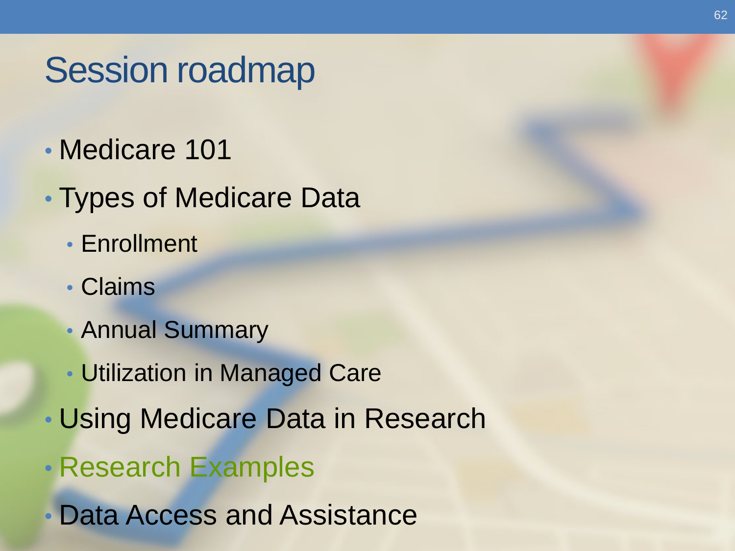# Session roadmap

- Medicare 101
- Types of Medicare Data
  - Enrollment
  - Claims
  - Annual Summary
  - Utilization in Managed Care
- Using Medicare Data in Research
- Research Examples
- Data Access and Assistance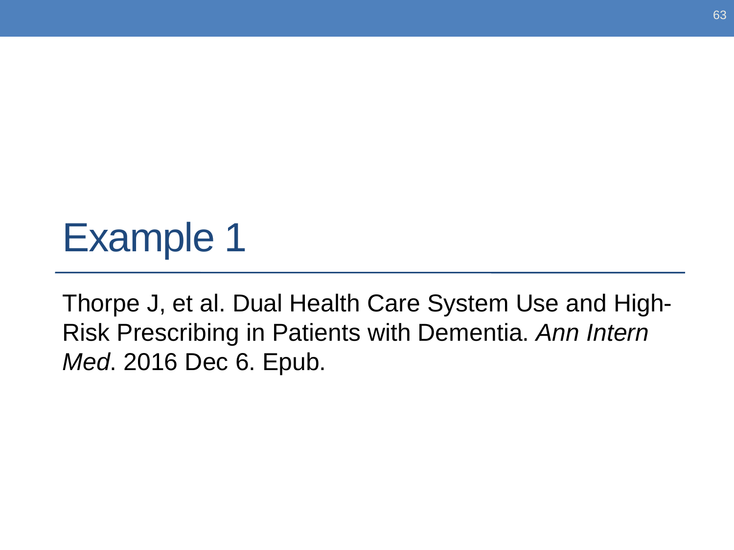# Example 1

Thorpe J, et al. Dual Health Care System Use and High-Risk Prescribing in Patients with Dementia. *Ann Intern Med*. 2016 Dec 6. Epub.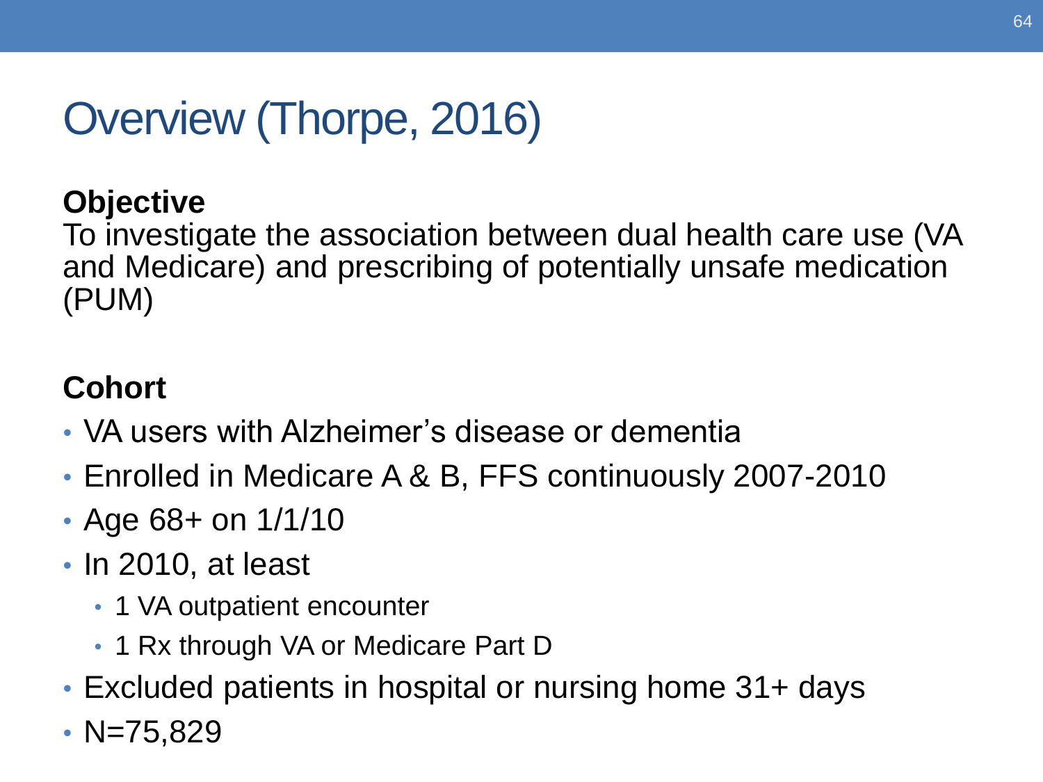# Overview (Thorpe, 2016)

**Objective**

To investigate the association between dual health care use (VA and Medicare) and prescribing of potentially unsafe medication (PUM)

**Cohort**

- VA users with Alzheimer's disease or dementia
- Enrolled in Medicare A & B, FFS continuously 2007-2010
- Age 68+ on 1/1/10
- In 2010, at least
  - 1 VA outpatient encounter
  - 1 Rx through VA or Medicare Part D
- Excluded patients in hospital or nursing home 31+ days
- N=75,829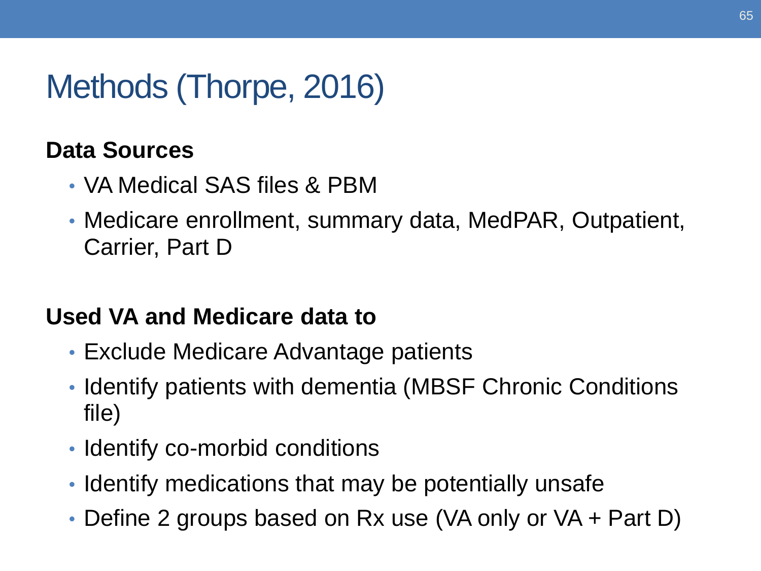# Methods (Thorpe, 2016)

**Data Sources**

- VA Medical SAS files & PBM
- Medicare enrollment, summary data, MedPAR, Outpatient, Carrier, Part D

**Used VA and Medicare data to**

- Exclude Medicare Advantage patients
- Identify patients with dementia (MBSF Chronic Conditions file)
- Identify co-morbid conditions
- Identify medications that may be potentially unsafe
- Define 2 groups based on Rx use (VA only or VA + Part D)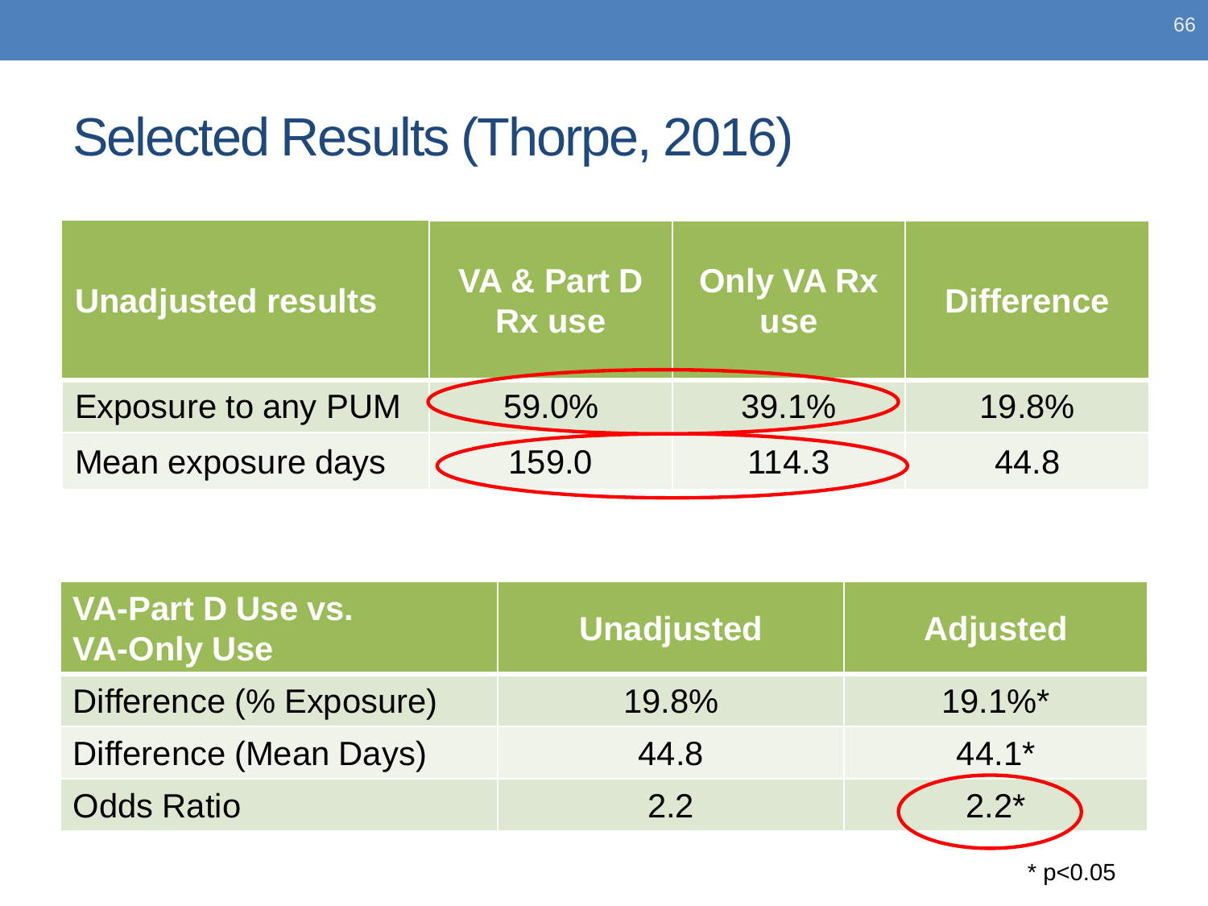# Selected Results (Thorpe, 2016)

| Unadjusted results | VA & Part D Rx use | Only VA Rx use | Difference |
|---|---|---|---|
| Exposure to any PUM | 59.0% | 39.1% | 19.8% |
| Mean exposure days | 159.0 | 114.3 | 44.8 |

| VA-Part D Use vs. VA-Only Use | Unadjusted | Adjusted |
|---|---|---|
| Difference (% Exposure) | 19.8% | 19.1%* |
| Difference (Mean Days) | 44.8 | 44.1* |
| Odds Ratio | 2.2 | 2.2* |

\* $p<0.05$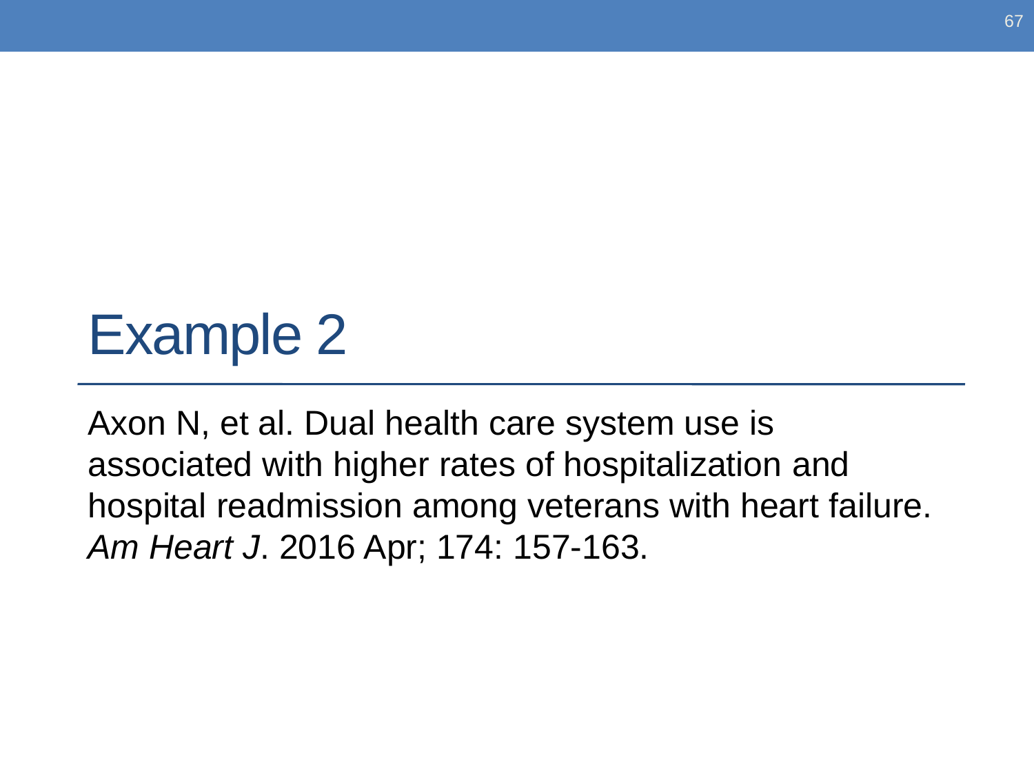# Example 2

Axon N, et al. Dual health care system use is associated with higher rates of hospitalization and hospital readmission among veterans with heart failure. *Am Heart J*. 2016 Apr; 174: 157-163.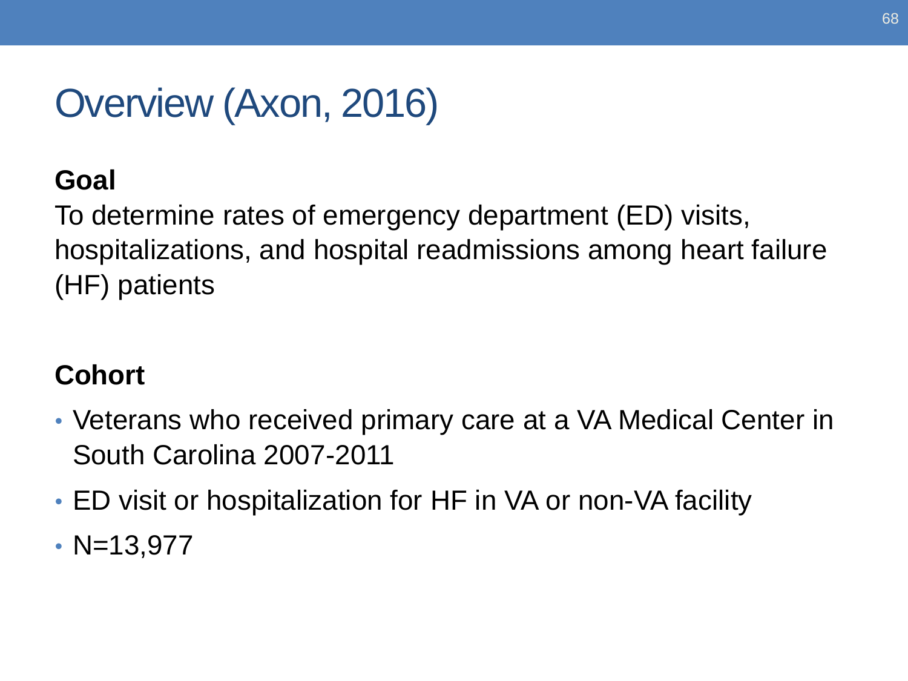# Overview (Axon, 2016)

**Goal**

To determine rates of emergency department (ED) visits, hospitalizations, and hospital readmissions among heart failure (HF) patients

**Cohort**

- Veterans who received primary care at a VA Medical Center in South Carolina 2007-2011
- ED visit or hospitalization for HF in VA or non-VA facility
- N=13,977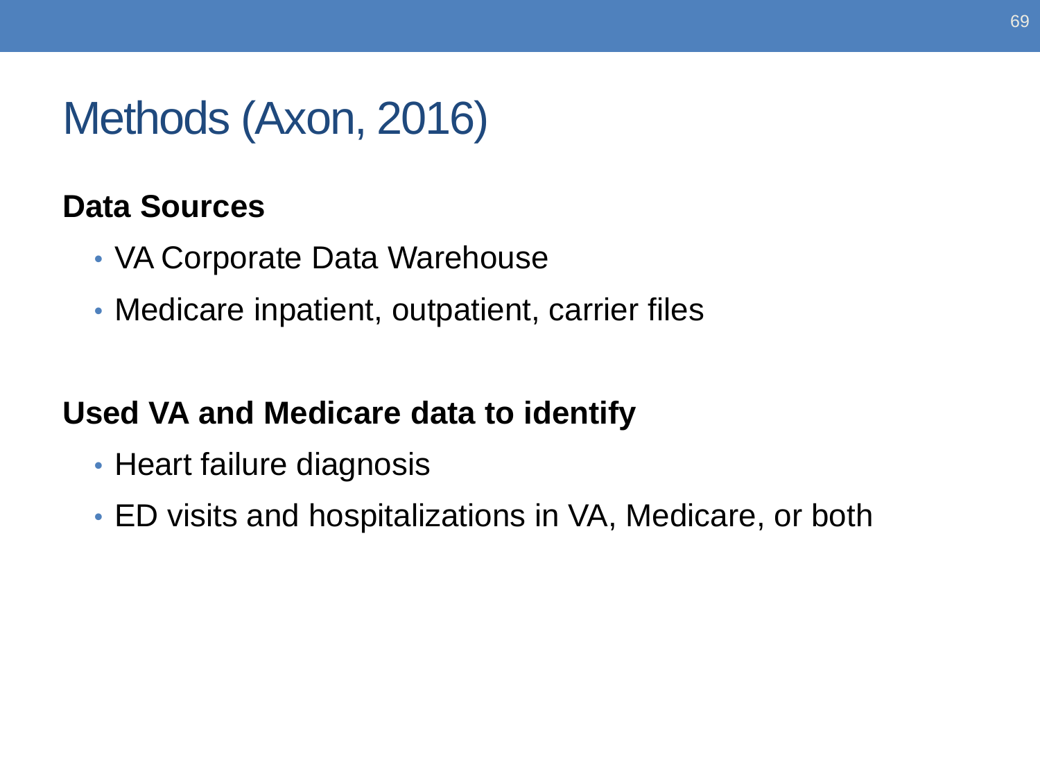# Methods (Axon, 2016)

**Data Sources**

- VA Corporate Data Warehouse
- Medicare inpatient, outpatient, carrier files

**Used VA and Medicare data to identify**

- Heart failure diagnosis
- ED visits and hospitalizations in VA, Medicare, or both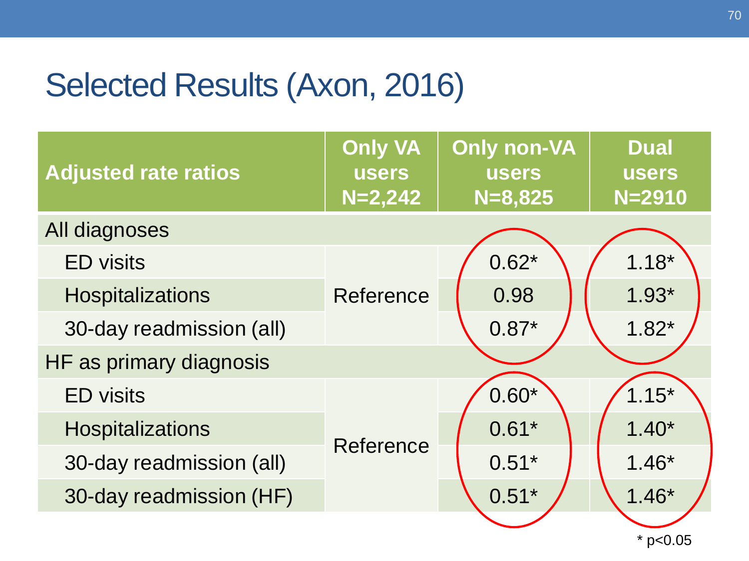# Selected Results (Axon, 2016)

| Adjusted rate ratios | Only VA users N=2,242 | Only non-VA users N=8,825 | Dual users N=2910 |
|---|---|---|---|
| All diagnoses | | | |
| ED visits | Reference | 0.62* | 1.18* |
| Hospitalizations | | 0.98 | 1.93* |
| 30-day readmission (all) | | 0.87* | 1.82* |
| HF as primary diagnosis | | | |
| ED visits | Reference | 0.60* | 1.15* |
| Hospitalizations | | 0.61* | 1.40* |
| 30-day readmission (all) | | 0.51* | 1.46* |
| 30-day readmission (HF) | | 0.51* | 1.46* |

* $p<0.05$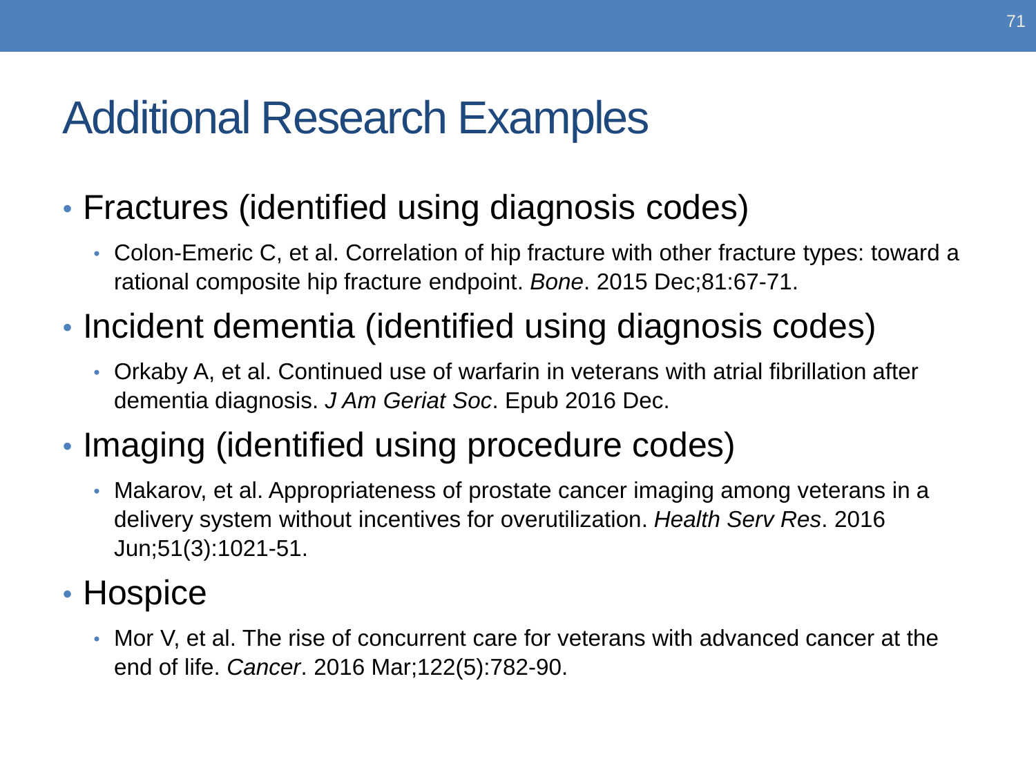# Additional Research Examples

- Fractures (identified using diagnosis codes)
  - Colon-Emeric C, et al. Correlation of hip fracture with other fracture types: toward a rational composite hip fracture endpoint. *Bone*. 2015 Dec;81:67-71.
- Incident dementia (identified using diagnosis codes)
  - Orkaby A, et al. Continued use of warfarin in veterans with atrial fibrillation after dementia diagnosis. *J Am Geriat Soc*. Epub 2016 Dec.
- Imaging (identified using procedure codes)
  - Makarov, et al. Appropriateness of prostate cancer imaging among veterans in a delivery system without incentives for overutilization. *Health Serv Res*. 2016 Jun;51(3):1021-51.
- Hospice
  - Mor V, et al. The rise of concurrent care for veterans with advanced cancer at the end of life. *Cancer*. 2016 Mar;122(5):782-90.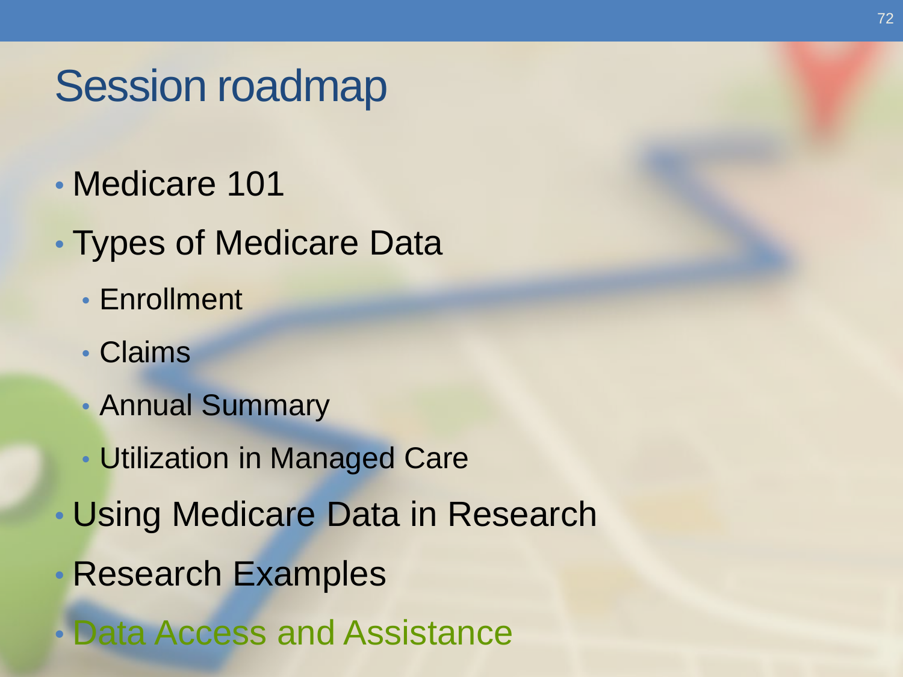# Session roadmap

- Medicare 101
- Types of Medicare Data
  - Enrollment
  - Claims
  - Annual Summary
  - Utilization in Managed Care
- Using Medicare Data in Research
- Research Examples
- Data Access and Assistance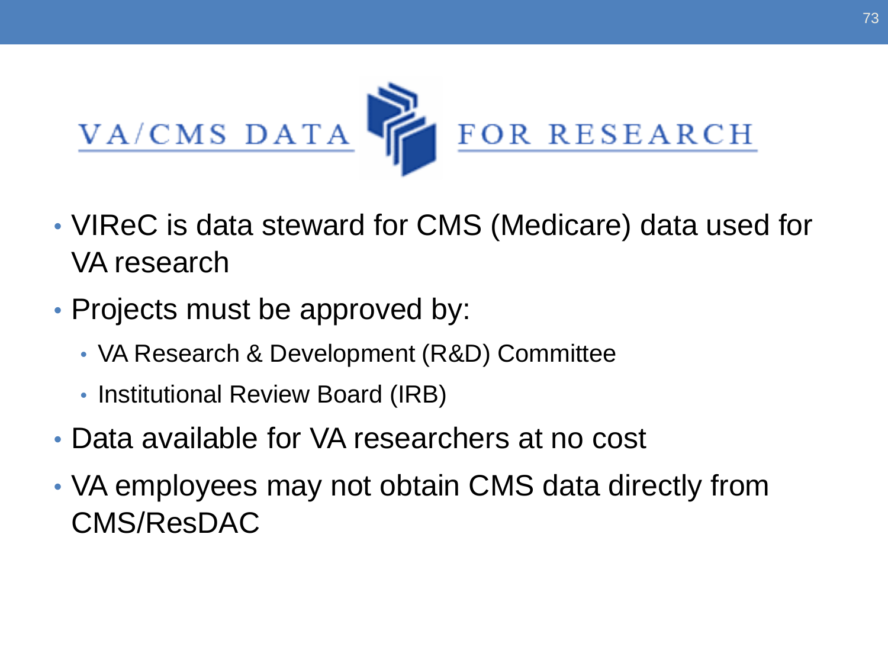# VA/CMS DATA FOR RESEARCH

- VIReC is data steward for CMS (Medicare) data used for VA research
- Projects must be approved by:
  - VA Research & Development (R&D) Committee
  - Institutional Review Board (IRB)
- Data available for VA researchers at no cost
- VA employees may not obtain CMS data directly from CMS/ResDAC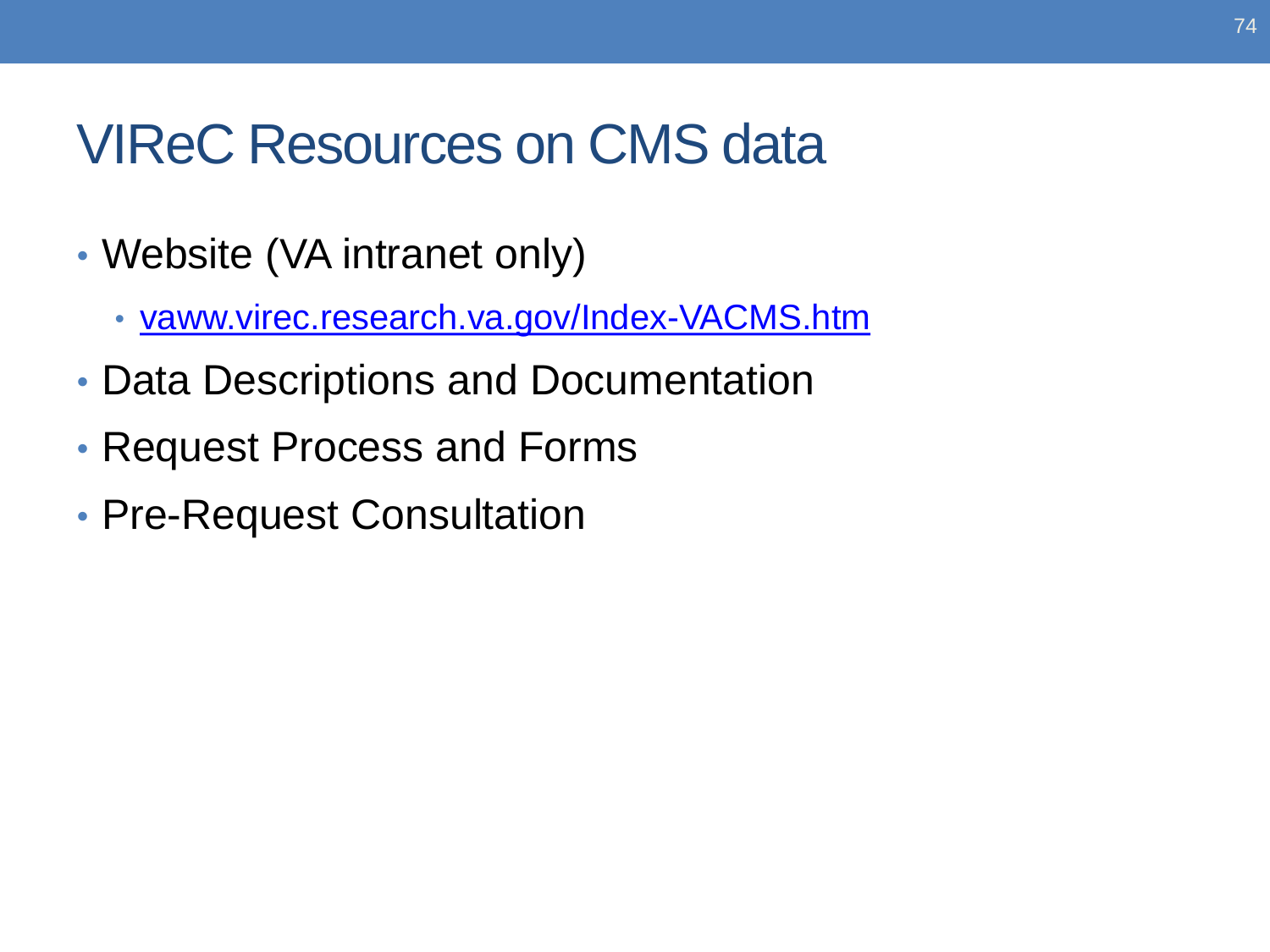# VIReC Resources on CMS data

- Website (VA intranet only)
  - [vaww.virec.research.va.gov/Index-VACMS.htm](vaww.virec.research.va.gov/Index-VACMS.htm)
- Data Descriptions and Documentation
- Request Process and Forms
- Pre-Request Consultation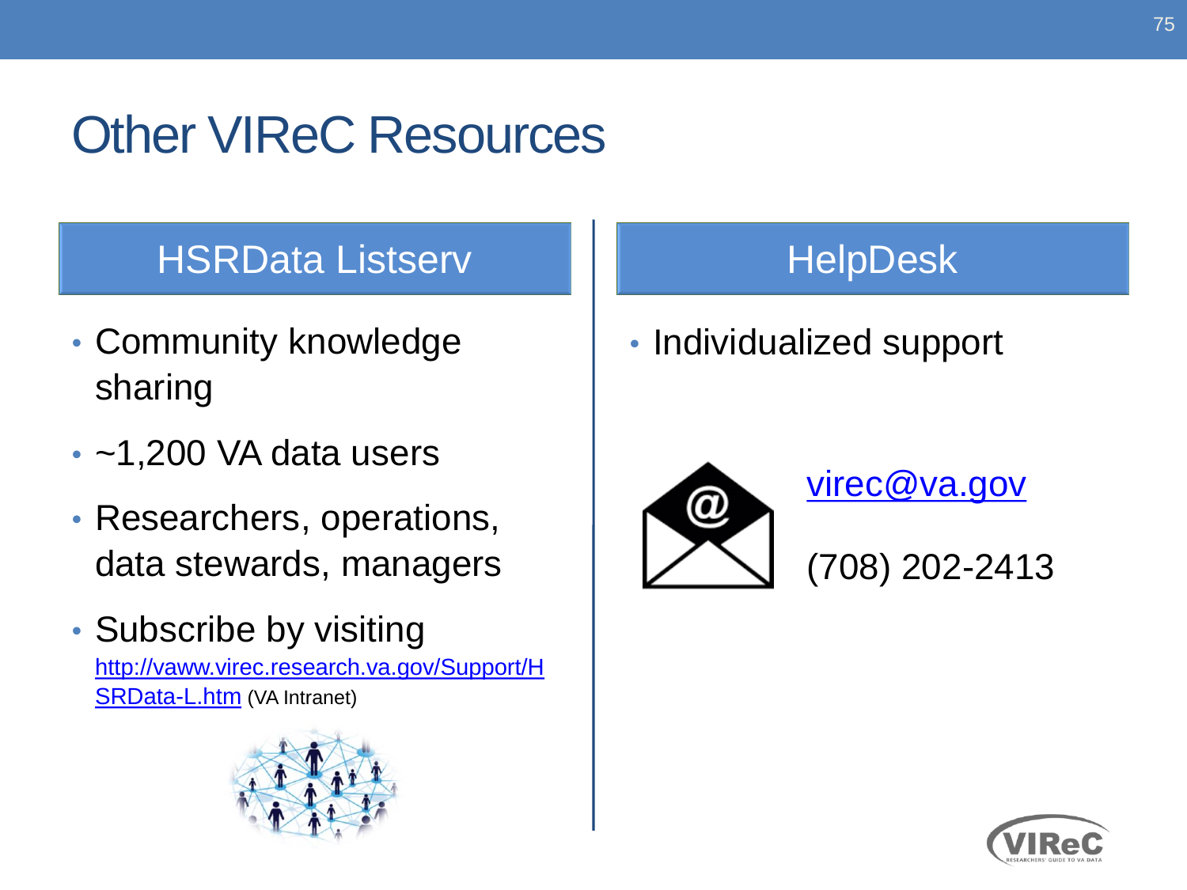# Other VIReC Resources

## HSRData Listserv

- Community knowledge sharing
- ~1,200 VA data users
- Researchers, operations, data stewards, managers
- Subscribe by visiting [http://vaww.virec.research.va.gov/Support/HSRData-L.htm](http://vaww.virec.research.va.gov/Support/HSRData-L.htm) (VA Intranet)

## HelpDesk

- Individualized support

[virec@va.gov](mailto:virec@va.gov)

(708) 202-2413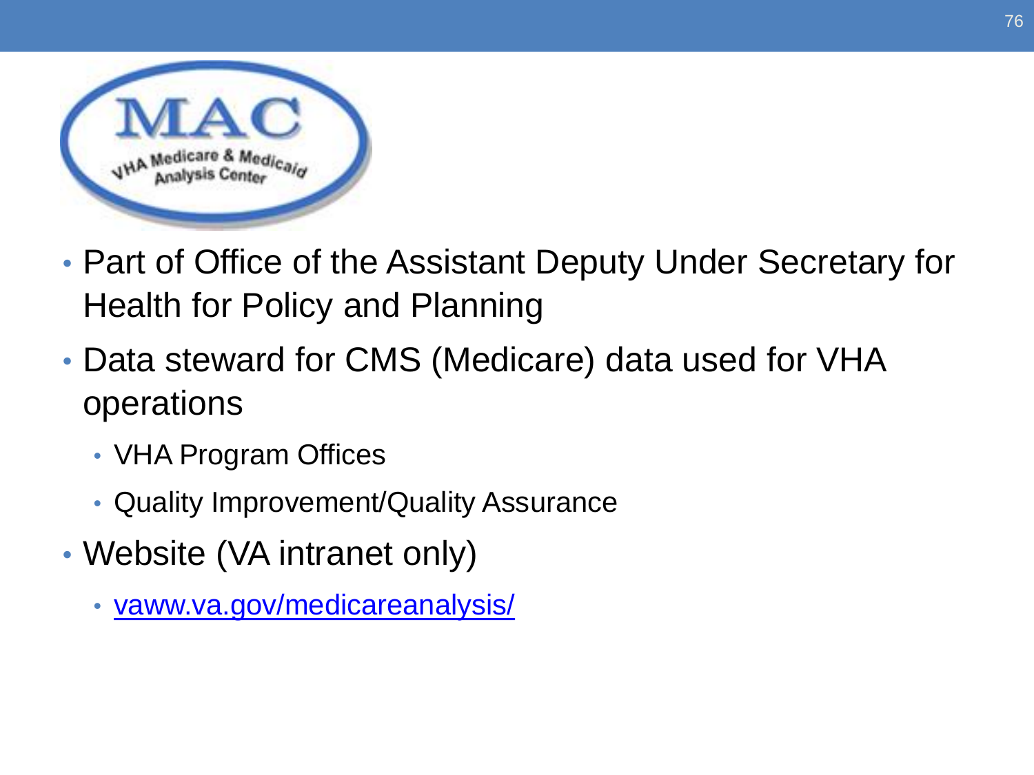MAC

VHA Medicare & Medicaid Analysis Center

- Part of Office of the Assistant Deputy Under Secretary for Health for Policy and Planning
- Data steward for CMS (Medicare) data used for VHA operations
  - VHA Program Offices
  - Quality Improvement/Quality Assurance
- Website (VA intranet only)
  - vaww.va.gov/medicareanalysis/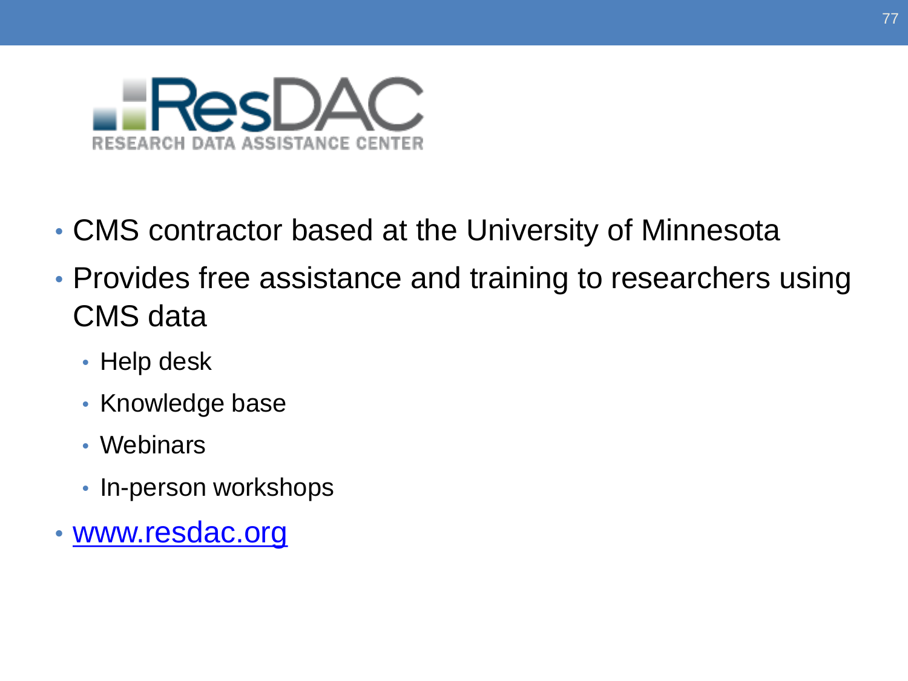# ResDAC

RESEARCH DATA ASSISTANCE CENTER

- CMS contractor based at the University of Minnesota
- Provides free assistance and training to researchers using CMS data
  - Help desk
  - Knowledge base
  - Webinars
  - In-person workshops
- www.resdac.org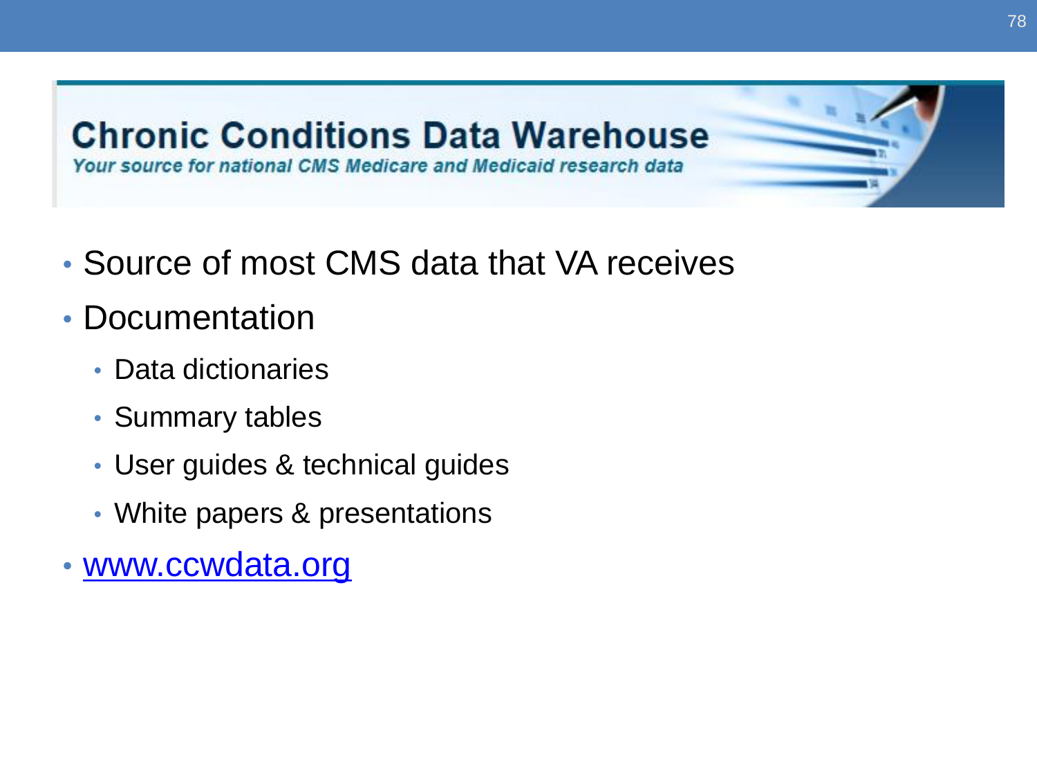# Chronic Conditions Data Warehouse

*Your source for national CMS Medicare and Medicaid research data*

- Source of most CMS data that VA receives
- Documentation
  - Data dictionaries
  - Summary tables
  - User guides & technical guides
  - White papers & presentations
- www.ccwdata.org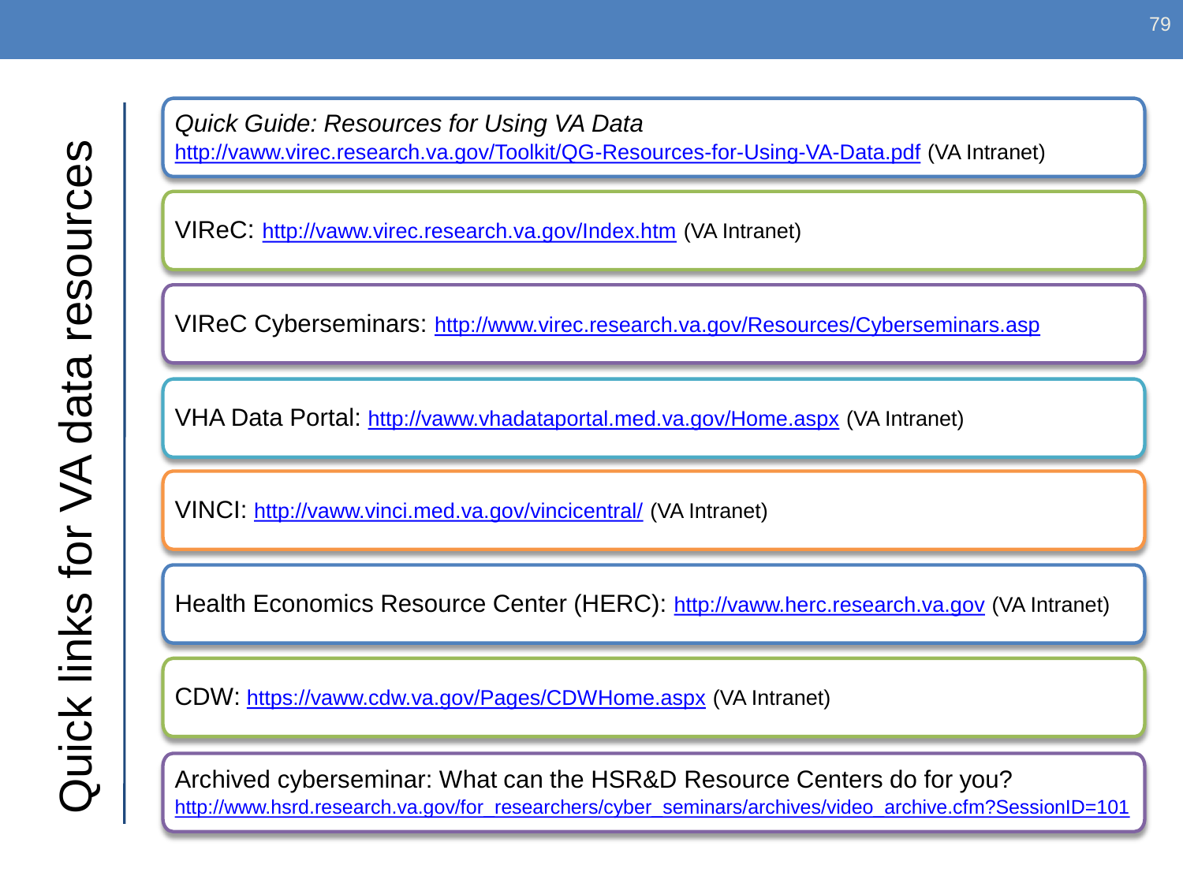# Quick links for VA data resources

*Quick Guide: Resources for Using VA Data*
http://vaww.virec.research.va.gov/Toolkit/QG-Resources-for-Using-VA-Data.pdf (VA Intranet)

VIReC: http://vaww.virec.research.va.gov/Index.htm (VA Intranet)

VIReC Cyberseminars: http://www.virec.research.va.gov/Resources/Cyberseminars.asp

VHA Data Portal: http://vaww.vhadataportal.med.va.gov/Home.aspx (VA Intranet)

VINCI: http://vaww.vinci.med.va.gov/vincicentral/ (VA Intranet)

Health Economics Resource Center (HERC): http://vaww.herc.research.va.gov (VA Intranet)

CDW: https://vaww.cdw.va.gov/Pages/CDWHome.aspx (VA Intranet)

Archived cyberseminar: What can the HSR&D Resource Centers do for you?
http://www.hsrd.research.va.gov/for_researchers/cyber_seminars/archives/video_archive.cfm?SessionID=101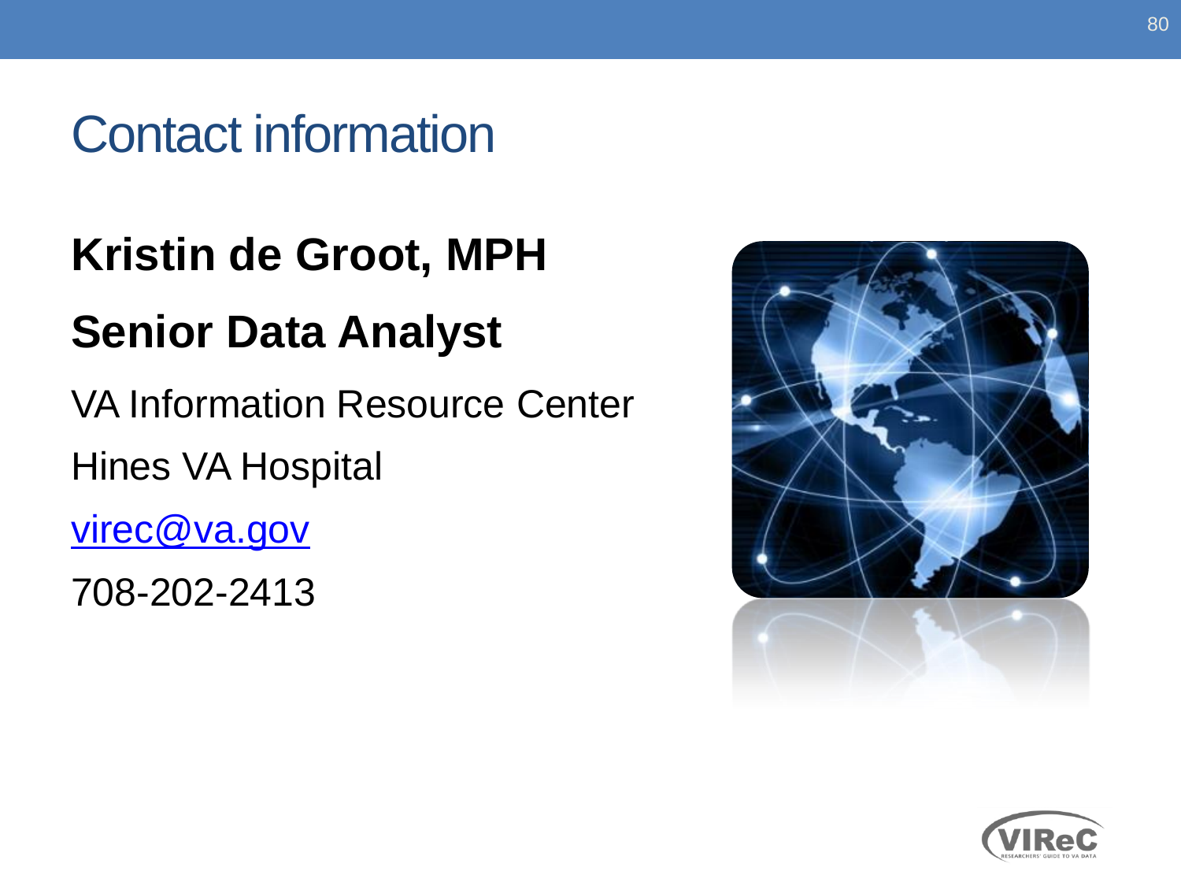# Contact information

**Kristin de Groot, MPH**

**Senior Data Analyst**

VA Information Resource Center

Hines VA Hospital

[virec@va.gov](mailto:virec@va.gov)

708-202-2413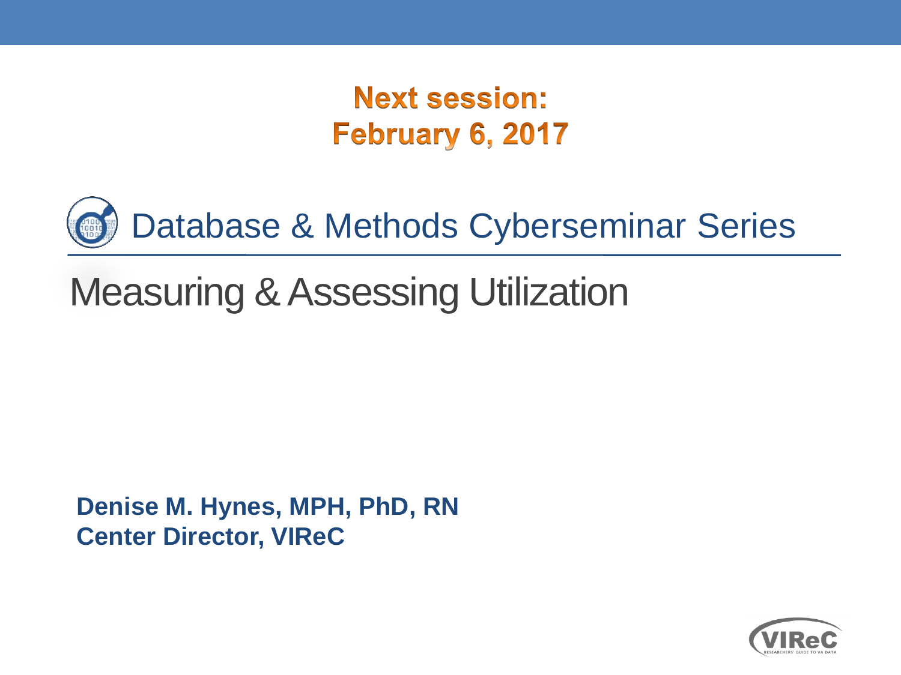**Next session:**
**February 6, 2017**

## Database & Methods Cyberseminar Series

# Measuring & Assessing Utilization

**Denise M. Hynes, MPH, PhD, RN**
**Center Director, VIReC**